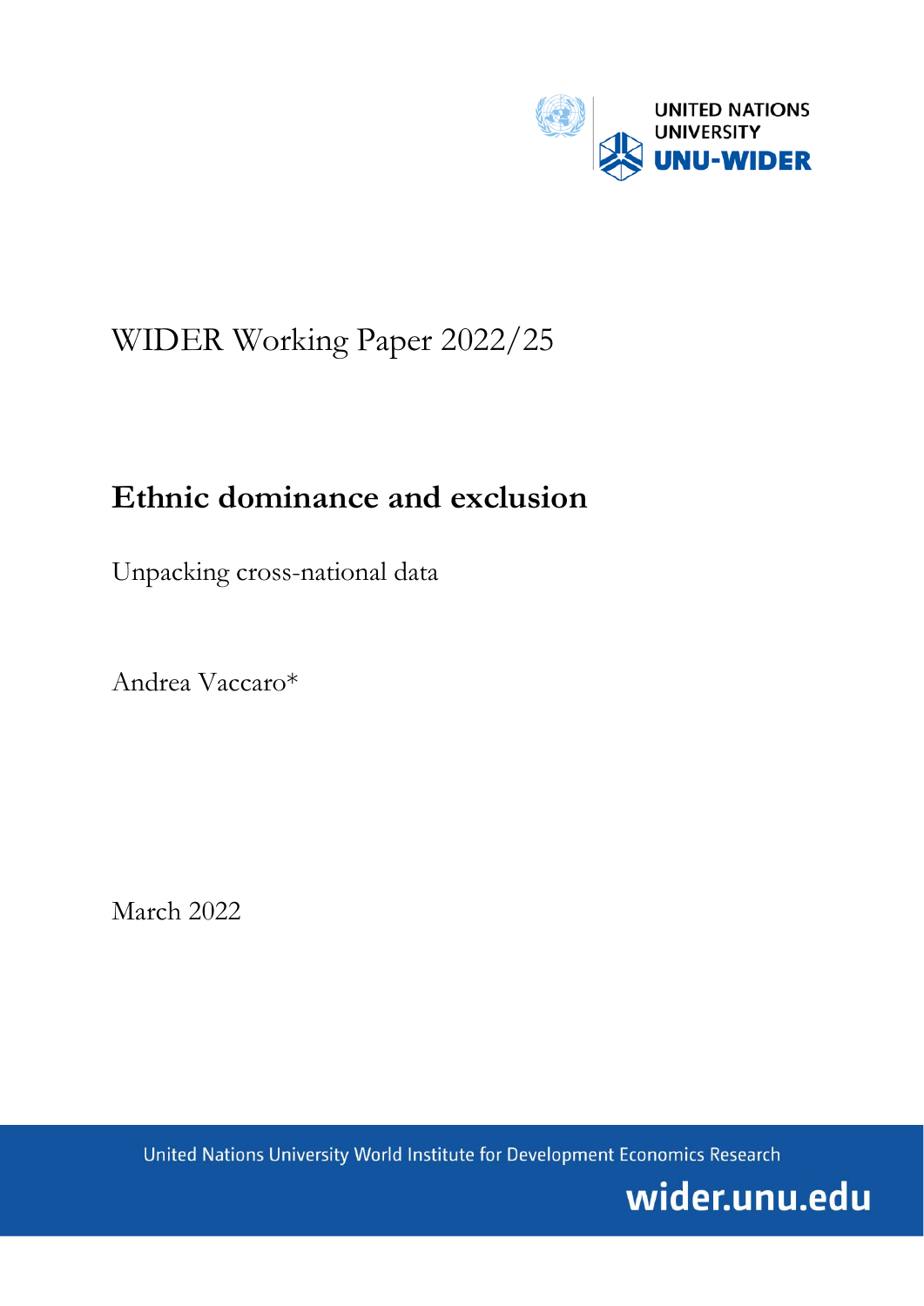UNITED NATIONS UNIVERSITY UNU-WIDER

WIDER Working Paper 2022/25

# Ethnic dominance and exclusion

Unpacking cross-national data

Andrea Vaccaro*

March 2022

United Nations University World Institute for Development Economics Research

wider.unu.edu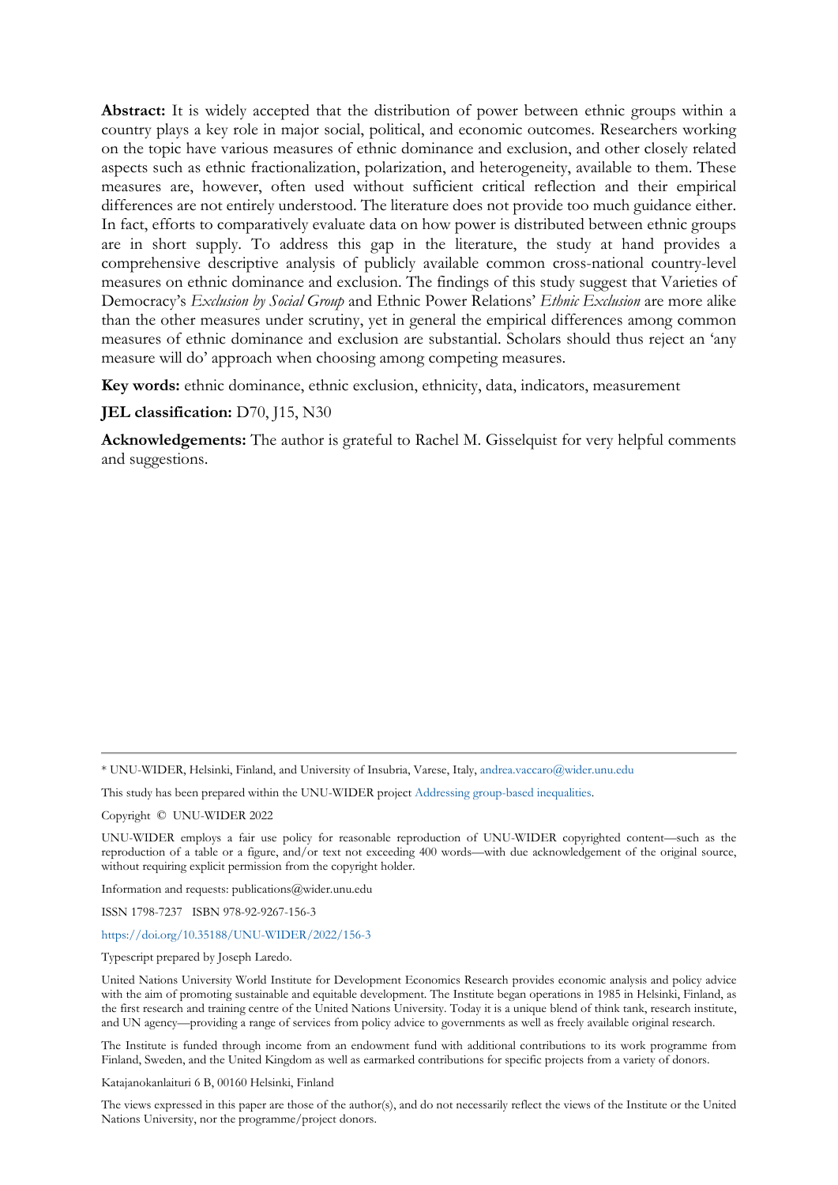**Abstract:** It is widely accepted that the distribution of power between ethnic groups within a country plays a key role in major social, political, and economic outcomes. Researchers working on the topic have various measures of ethnic dominance and exclusion, and other closely related aspects such as ethnic fractionalization, polarization, and heterogeneity, available to them. These measures are, however, often used without sufficient critical reflection and their empirical differences are not entirely understood. The literature does not provide too much guidance either. In fact, efforts to comparatively evaluate data on how power is distributed between ethnic groups are in short supply. To address this gap in the literature, the study at hand provides a comprehensive descriptive analysis of publicly available common cross-national country-level measures on ethnic dominance and exclusion. The findings of this study suggest that Varieties of Democracy's *Exclusion by Social Group* and Ethnic Power Relations' *Ethnic Exclusion* are more alike than the other measures under scrutiny, yet in general the empirical differences among common measures of ethnic dominance and exclusion are substantial. Scholars should thus reject an 'any measure will do' approach when choosing among competing measures.

**Key words:** ethnic dominance, ethnic exclusion, ethnicity, data, indicators, measurement

**JEL classification:** D70, J15, N30

**Acknowledgements:** The author is grateful to Rachel M. Gisselquist for very helpful comments and suggestions.

---

\* UNU-WIDER, Helsinki, Finland, and University of Insubria, Varese, Italy, andrea.vaccaro@wider.unu.edu

This study has been prepared within the UNU-WIDER project Addressing group-based inequalities.

Copyright © UNU-WIDER 2022

UNU-WIDER employs a fair use policy for reasonable reproduction of UNU-WIDER copyrighted content—such as the reproduction of a table or a figure, and/or text not exceeding 400 words—with due acknowledgement of the original source, without requiring explicit permission from the copyright holder.

Information and requests: publications@wider.unu.edu

ISSN 1798-7237 ISBN 978-92-9267-156-3

https://doi.org/10.35188/UNU-WIDER/2022/156-3

Typescript prepared by Joseph Laredo.

United Nations University World Institute for Development Economics Research provides economic analysis and policy advice with the aim of promoting sustainable and equitable development. The Institute began operations in 1985 in Helsinki, Finland, as the first research and training centre of the United Nations University. Today it is a unique blend of think tank, research institute, and UN agency—providing a range of services from policy advice to governments as well as freely available original research.

The Institute is funded through income from an endowment fund with additional contributions to its work programme from Finland, Sweden, and the United Kingdom as well as earmarked contributions for specific projects from a variety of donors.

Katajanokanlaituri 6 B, 00160 Helsinki, Finland

The views expressed in this paper are those of the author(s), and do not necessarily reflect the views of the Institute or the United Nations University, nor the programme/project donors.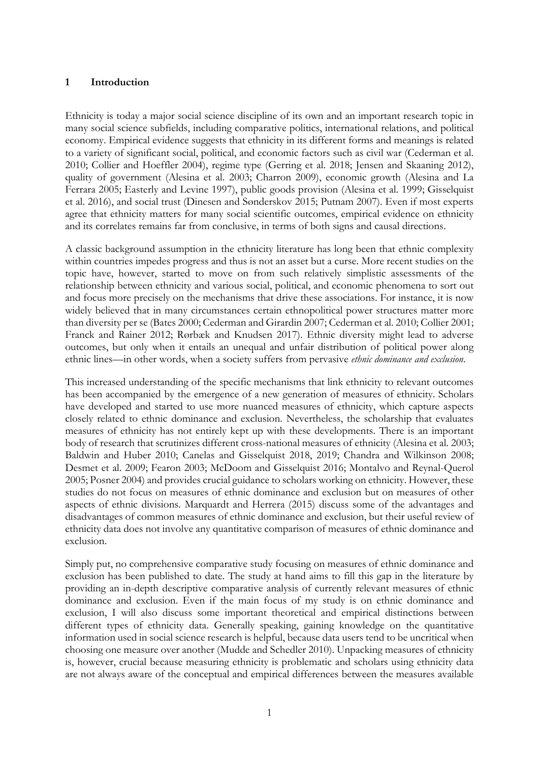## 1 Introduction

Ethnicity is today a major social science discipline of its own and an important research topic in many social science subfields, including comparative politics, international relations, and political economy. Empirical evidence suggests that ethnicity in its different forms and meanings is related to a variety of significant social, political, and economic factors such as civil war (Cederman et al. 2010; Collier and Hoeffler 2004), regime type (Gerring et al. 2018; Jensen and Skaaning 2012), quality of government (Alesina et al. 2003; Charron 2009), economic growth (Alesina and La Ferrara 2005; Easterly and Levine 1997), public goods provision (Alesina et al. 1999; Gisselquist et al. 2016), and social trust (Dinesen and Sønderskov 2015; Putnam 2007). Even if most experts agree that ethnicity matters for many social scientific outcomes, empirical evidence on ethnicity and its correlates remains far from conclusive, in terms of both signs and causal directions.

A classic background assumption in the ethnicity literature has long been that ethnic complexity within countries impedes progress and thus is not an asset but a curse. More recent studies on the topic have, however, started to move on from such relatively simplistic assessments of the relationship between ethnicity and various social, political, and economic phenomena to sort out and focus more precisely on the mechanisms that drive these associations. For instance, it is now widely believed that in many circumstances certain ethnopolitical power structures matter more than diversity per se (Bates 2000; Cederman and Girardin 2007; Cederman et al. 2010; Collier 2001; Franck and Rainer 2012; Rørbæk and Knudsen 2017). Ethnic diversity might lead to adverse outcomes, but only when it entails an unequal and unfair distribution of political power along ethnic lines—in other words, when a society suffers from pervasive *ethnic dominance and exclusion*.

This increased understanding of the specific mechanisms that link ethnicity to relevant outcomes has been accompanied by the emergence of a new generation of measures of ethnicity. Scholars have developed and started to use more nuanced measures of ethnicity, which capture aspects closely related to ethnic dominance and exclusion. Nevertheless, the scholarship that evaluates measures of ethnicity has not entirely kept up with these developments. There is an important body of research that scrutinizes different cross-national measures of ethnicity (Alesina et al. 2003; Baldwin and Huber 2010; Canelas and Gisselquist 2018, 2019; Chandra and Wilkinson 2008; Desmet et al. 2009; Fearon 2003; McDoom and Gisselquist 2016; Montalvo and Reynal-Querol 2005; Posner 2004) and provides crucial guidance to scholars working on ethnicity. However, these studies do not focus on measures of ethnic dominance and exclusion but on measures of other aspects of ethnic divisions. Marquardt and Herrera (2015) discuss some of the advantages and disadvantages of common measures of ethnic dominance and exclusion, but their useful review of ethnicity data does not involve any quantitative comparison of measures of ethnic dominance and exclusion.

Simply put, no comprehensive comparative study focusing on measures of ethnic dominance and exclusion has been published to date. The study at hand aims to fill this gap in the literature by providing an in-depth descriptive comparative analysis of currently relevant measures of ethnic dominance and exclusion. Even if the main focus of my study is on ethnic dominance and exclusion, I will also discuss some important theoretical and empirical distinctions between different types of ethnicity data. Generally speaking, gaining knowledge on the quantitative information used in social science research is helpful, because data users tend to be uncritical when choosing one measure over another (Mudde and Schedler 2010). Unpacking measures of ethnicity is, however, crucial because measuring ethnicity is problematic and scholars using ethnicity data are not always aware of the conceptual and empirical differences between the measures available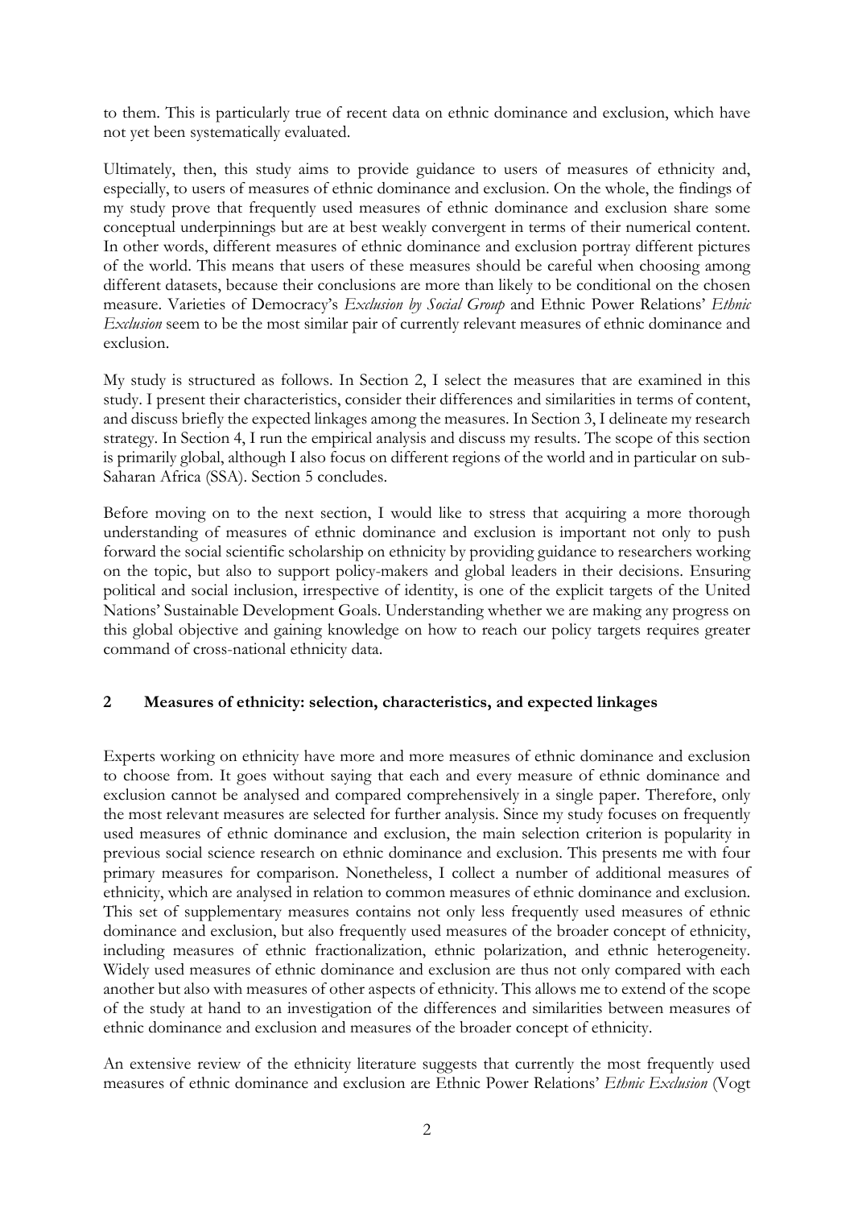to them. This is particularly true of recent data on ethnic dominance and exclusion, which have not yet been systematically evaluated.

Ultimately, then, this study aims to provide guidance to users of measures of ethnicity and, especially, to users of measures of ethnic dominance and exclusion. On the whole, the findings of my study prove that frequently used measures of ethnic dominance and exclusion share some conceptual underpinnings but are at best weakly convergent in terms of their numerical content. In other words, different measures of ethnic dominance and exclusion portray different pictures of the world. This means that users of these measures should be careful when choosing among different datasets, because their conclusions are more than likely to be conditional on the chosen measure. Varieties of Democracy's *Exclusion by Social Group* and Ethnic Power Relations' *Ethnic Exclusion* seem to be the most similar pair of currently relevant measures of ethnic dominance and exclusion.

My study is structured as follows. In Section 2, I select the measures that are examined in this study. I present their characteristics, consider their differences and similarities in terms of content, and discuss briefly the expected linkages among the measures. In Section 3, I delineate my research strategy. In Section 4, I run the empirical analysis and discuss my results. The scope of this section is primarily global, although I also focus on different regions of the world and in particular on sub-Saharan Africa (SSA). Section 5 concludes.

Before moving on to the next section, I would like to stress that acquiring a more thorough understanding of measures of ethnic dominance and exclusion is important not only to push forward the social scientific scholarship on ethnicity by providing guidance to researchers working on the topic, but also to support policy-makers and global leaders in their decisions. Ensuring political and social inclusion, irrespective of identity, is one of the explicit targets of the United Nations' Sustainable Development Goals. Understanding whether we are making any progress on this global objective and gaining knowledge on how to reach our policy targets requires greater command of cross-national ethnicity data.

## 2 Measures of ethnicity: selection, characteristics, and expected linkages

Experts working on ethnicity have more and more measures of ethnic dominance and exclusion to choose from. It goes without saying that each and every measure of ethnic dominance and exclusion cannot be analysed and compared comprehensively in a single paper. Therefore, only the most relevant measures are selected for further analysis. Since my study focuses on frequently used measures of ethnic dominance and exclusion, the main selection criterion is popularity in previous social science research on ethnic dominance and exclusion. This presents me with four primary measures for comparison. Nonetheless, I collect a number of additional measures of ethnicity, which are analysed in relation to common measures of ethnic dominance and exclusion. This set of supplementary measures contains not only less frequently used measures of ethnic dominance and exclusion, but also frequently used measures of the broader concept of ethnicity, including measures of ethnic fractionalization, ethnic polarization, and ethnic heterogeneity. Widely used measures of ethnic dominance and exclusion are thus not only compared with each another but also with measures of other aspects of ethnicity. This allows me to extend of the scope of the study at hand to an investigation of the differences and similarities between measures of ethnic dominance and exclusion and measures of the broader concept of ethnicity.

An extensive review of the ethnicity literature suggests that currently the most frequently used measures of ethnic dominance and exclusion are Ethnic Power Relations' *Ethnic Exclusion* (Vogt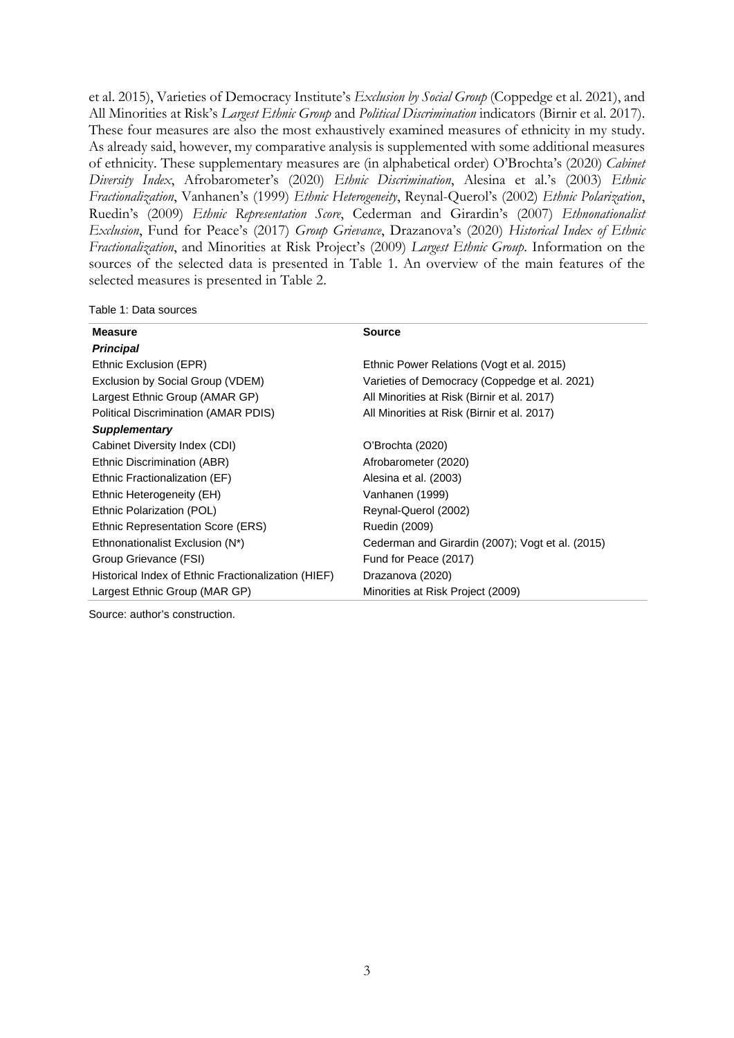et al. 2015), Varieties of Democracy Institute's *Exclusion by Social Group* (Coppedge et al. 2021), and All Minorities at Risk's *Largest Ethnic Group* and *Political Discrimination* indicators (Birnir et al. 2017). These four measures are also the most exhaustively examined measures of ethnicity in my study. As already said, however, my comparative analysis is supplemented with some additional measures of ethnicity. These supplementary measures are (in alphabetical order) O'Brochta's (2020) *Cabinet Diversity Index*, Afrobarometer's (2020) *Ethnic Discrimination*, Alesina et al.'s (2003) *Ethnic Fractionalization*, Vanhanen's (1999) *Ethnic Heterogeneity*, Reynal-Querol's (2002) *Ethnic Polarization*, Ruedin's (2009) *Ethnic Representation Score*, Cederman and Girardin's (2007) *Ethnonationalist Exclusion*, Fund for Peace's (2017) *Group Grievance*, Drazanova's (2020) *Historical Index of Ethnic Fractionalization*, and Minorities at Risk Project's (2009) *Largest Ethnic Group*. Information on the sources of the selected data is presented in Table 1. An overview of the main features of the selected measures is presented in Table 2.

Table 1: Data sources

| Measure | Source |
|---|---|
| ***Principal*** | |
| Ethnic Exclusion (EPR) | Ethnic Power Relations (Vogt et al. 2015) |
| Exclusion by Social Group (VDEM) | Varieties of Democracy (Coppedge et al. 2021) |
| Largest Ethnic Group (AMAR GP) | All Minorities at Risk (Birnir et al. 2017) |
| Political Discrimination (AMAR PDIS) | All Minorities at Risk (Birnir et al. 2017) |
| ***Supplementary*** | |
| Cabinet Diversity Index (CDI) | O'Brochta (2020) |
| Ethnic Discrimination (ABR) | Afrobarometer (2020) |
| Ethnic Fractionalization (EF) | Alesina et al. (2003) |
| Ethnic Heterogeneity (EH) | Vanhanen (1999) |
| Ethnic Polarization (POL) | Reynal-Querol (2002) |
| Ethnic Representation Score (ERS) | Ruedin (2009) |
| Ethnonationalist Exclusion (N*) | Cederman and Girardin (2007); Vogt et al. (2015) |
| Group Grievance (FSI) | Fund for Peace (2017) |
| Historical Index of Ethnic Fractionalization (HIEF) | Drazanova (2020) |
| Largest Ethnic Group (MAR GP) | Minorities at Risk Project (2009) |

Source: author's construction.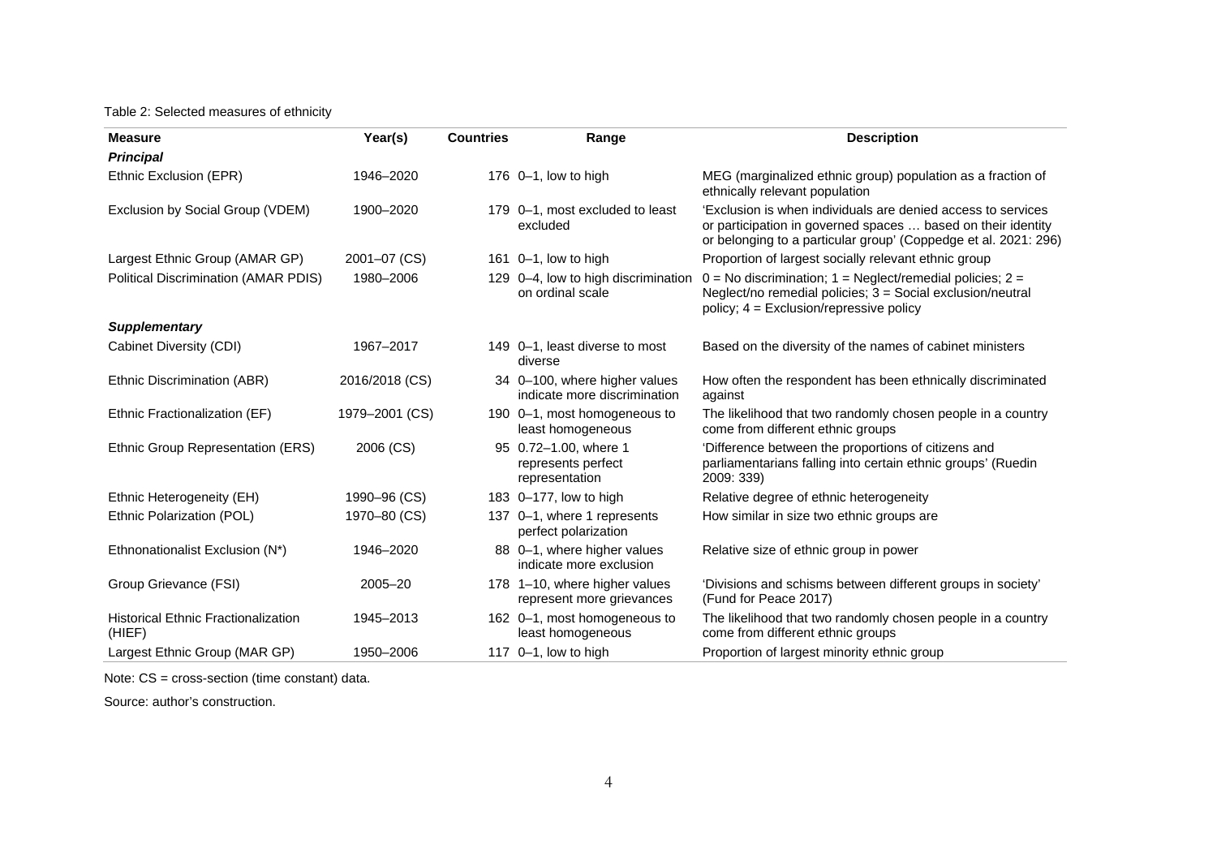Table 2: Selected measures of ethnicity

| Measure | Year(s) | Countries | Range | Description |
|---|---|---|---|---|
| ***Principal*** | | | | |
| Ethnic Exclusion (EPR) | 1946–2020 | 176 | 0–1, low to high | MEG (marginalized ethnic group) population as a fraction of ethnically relevant population |
| Exclusion by Social Group (VDEM) | 1900–2020 | 179 | 0–1, most excluded to least excluded | 'Exclusion is when individuals are denied access to services or participation in governed spaces … based on their identity or belonging to a particular group' (Coppedge et al. 2021: 296) |
| Largest Ethnic Group (AMAR GP) | 2001–07 (CS) | 161 | 0–1, low to high | Proportion of largest socially relevant ethnic group |
| Political Discrimination (AMAR PDIS) | 1980–2006 | 129 | 0–4, low to high discrimination on ordinal scale | 0 = No discrimination; 1 = Neglect/remedial policies; 2 = Neglect/no remedial policies; 3 = Social exclusion/neutral policy; 4 = Exclusion/repressive policy |
| ***Supplementary*** | | | | |
| Cabinet Diversity (CDI) | 1967–2017 | 149 | 0–1, least diverse to most diverse | Based on the diversity of the names of cabinet ministers |
| Ethnic Discrimination (ABR) | 2016/2018 (CS) | 34 | 0–100, where higher values indicate more discrimination | How often the respondent has been ethnically discriminated against |
| Ethnic Fractionalization (EF) | 1979–2001 (CS) | 190 | 0–1, most homogeneous to least homogeneous | The likelihood that two randomly chosen people in a country come from different ethnic groups |
| Ethnic Group Representation (ERS) | 2006 (CS) | 95 | 0.72–1.00, where 1 represents perfect representation | 'Difference between the proportions of citizens and parliamentarians falling into certain ethnic groups' (Ruedin 2009: 339) |
| Ethnic Heterogeneity (EH) | 1990–96 (CS) | 183 | 0–177, low to high | Relative degree of ethnic heterogeneity |
| Ethnic Polarization (POL) | 1970–80 (CS) | 137 | 0–1, where 1 represents perfect polarization | How similar in size two ethnic groups are |
| Ethnonationalist Exclusion (N*) | 1946–2020 | 88 | 0–1, where higher values indicate more exclusion | Relative size of ethnic group in power |
| Group Grievance (FSI) | 2005–20 | 178 | 1–10, where higher values represent more grievances | 'Divisions and schisms between different groups in society' (Fund for Peace 2017) |
| Historical Ethnic Fractionalization (HIEF) | 1945–2013 | 162 | 0–1, most homogeneous to least homogeneous | The likelihood that two randomly chosen people in a country come from different ethnic groups |
| Largest Ethnic Group (MAR GP) | 1950–2006 | 117 | 0–1, low to high | Proportion of largest minority ethnic group |

Note: CS = cross-section (time constant) data.

Source: author's construction.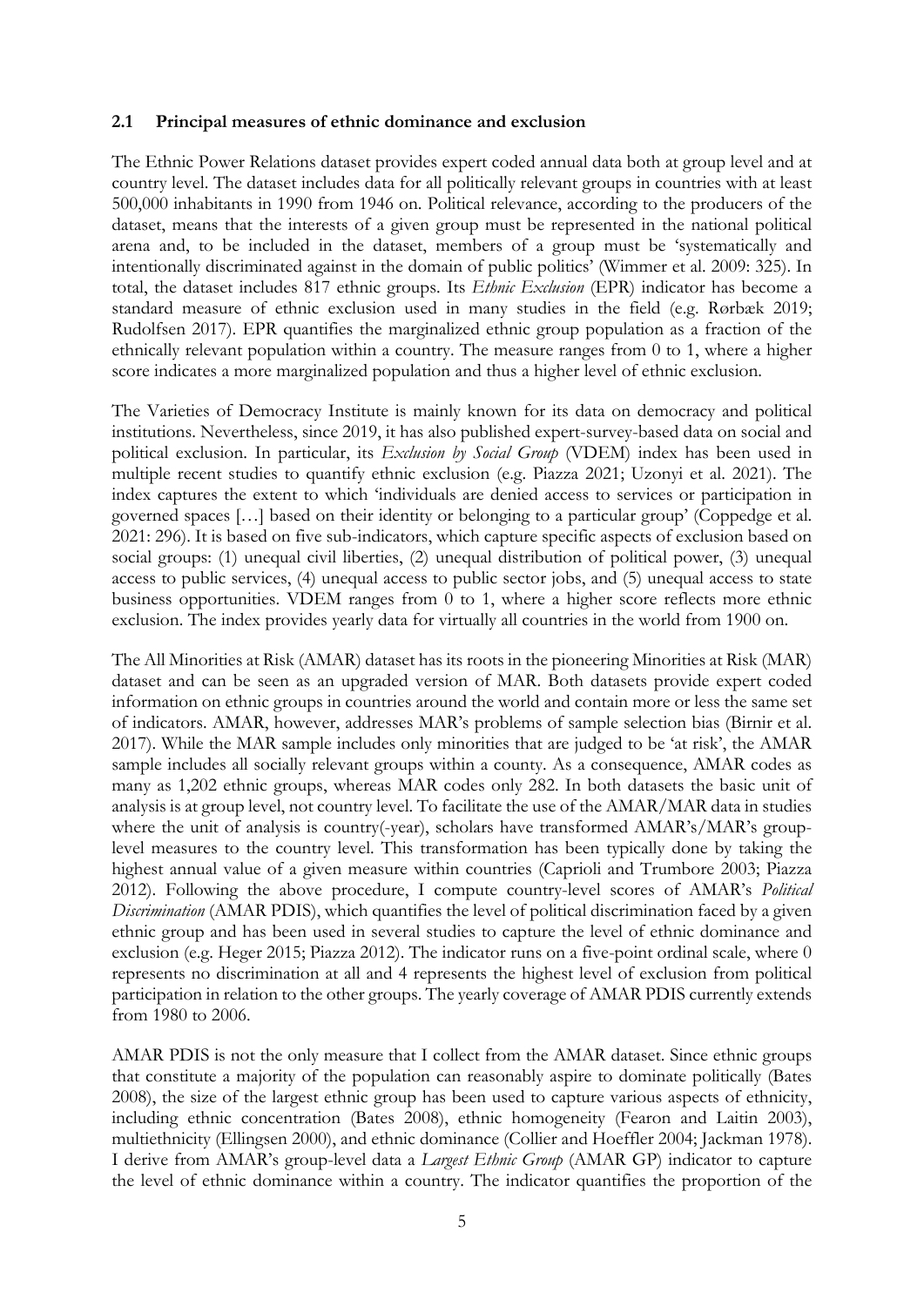### 2.1 Principal measures of ethnic dominance and exclusion

The Ethnic Power Relations dataset provides expert coded annual data both at group level and at country level. The dataset includes data for all politically relevant groups in countries with at least 500,000 inhabitants in 1990 from 1946 on. Political relevance, according to the producers of the dataset, means that the interests of a given group must be represented in the national political arena and, to be included in the dataset, members of a group must be 'systematically and intentionally discriminated against in the domain of public politics' (Wimmer et al. 2009: 325). In total, the dataset includes 817 ethnic groups. Its *Ethnic Exclusion* (EPR) indicator has become a standard measure of ethnic exclusion used in many studies in the field (e.g. Rørbæk 2019; Rudolfsen 2017). EPR quantifies the marginalized ethnic group population as a fraction of the ethnically relevant population within a country. The measure ranges from 0 to 1, where a higher score indicates a more marginalized population and thus a higher level of ethnic exclusion.

The Varieties of Democracy Institute is mainly known for its data on democracy and political institutions. Nevertheless, since 2019, it has also published expert-survey-based data on social and political exclusion. In particular, its *Exclusion by Social Group* (VDEM) index has been used in multiple recent studies to quantify ethnic exclusion (e.g. Piazza 2021; Uzonyi et al. 2021). The index captures the extent to which 'individuals are denied access to services or participation in governed spaces […] based on their identity or belonging to a particular group' (Coppedge et al. 2021: 296). It is based on five sub-indicators, which capture specific aspects of exclusion based on social groups: (1) unequal civil liberties, (2) unequal distribution of political power, (3) unequal access to public services, (4) unequal access to public sector jobs, and (5) unequal access to state business opportunities. VDEM ranges from 0 to 1, where a higher score reflects more ethnic exclusion. The index provides yearly data for virtually all countries in the world from 1900 on.

The All Minorities at Risk (AMAR) dataset has its roots in the pioneering Minorities at Risk (MAR) dataset and can be seen as an upgraded version of MAR. Both datasets provide expert coded information on ethnic groups in countries around the world and contain more or less the same set of indicators. AMAR, however, addresses MAR's problems of sample selection bias (Birnir et al. 2017). While the MAR sample includes only minorities that are judged to be 'at risk', the AMAR sample includes all socially relevant groups within a county. As a consequence, AMAR codes as many as 1,202 ethnic groups, whereas MAR codes only 282. In both datasets the basic unit of analysis is at group level, not country level. To facilitate the use of the AMAR/MAR data in studies where the unit of analysis is country(-year), scholars have transformed AMAR's/MAR's group-level measures to the country level. This transformation has been typically done by taking the highest annual value of a given measure within countries (Caprioli and Trumbore 2003; Piazza 2012). Following the above procedure, I compute country-level scores of AMAR's *Political Discrimination* (AMAR PDIS), which quantifies the level of political discrimination faced by a given ethnic group and has been used in several studies to capture the level of ethnic dominance and exclusion (e.g. Heger 2015; Piazza 2012). The indicator runs on a five-point ordinal scale, where 0 represents no discrimination at all and 4 represents the highest level of exclusion from political participation in relation to the other groups. The yearly coverage of AMAR PDIS currently extends from 1980 to 2006.

AMAR PDIS is not the only measure that I collect from the AMAR dataset. Since ethnic groups that constitute a majority of the population can reasonably aspire to dominate politically (Bates 2008), the size of the largest ethnic group has been used to capture various aspects of ethnicity, including ethnic concentration (Bates 2008), ethnic homogeneity (Fearon and Laitin 2003), multiethnicity (Ellingsen 2000), and ethnic dominance (Collier and Hoeffler 2004; Jackman 1978). I derive from AMAR's group-level data a *Largest Ethnic Group* (AMAR GP) indicator to capture the level of ethnic dominance within a country. The indicator quantifies the proportion of the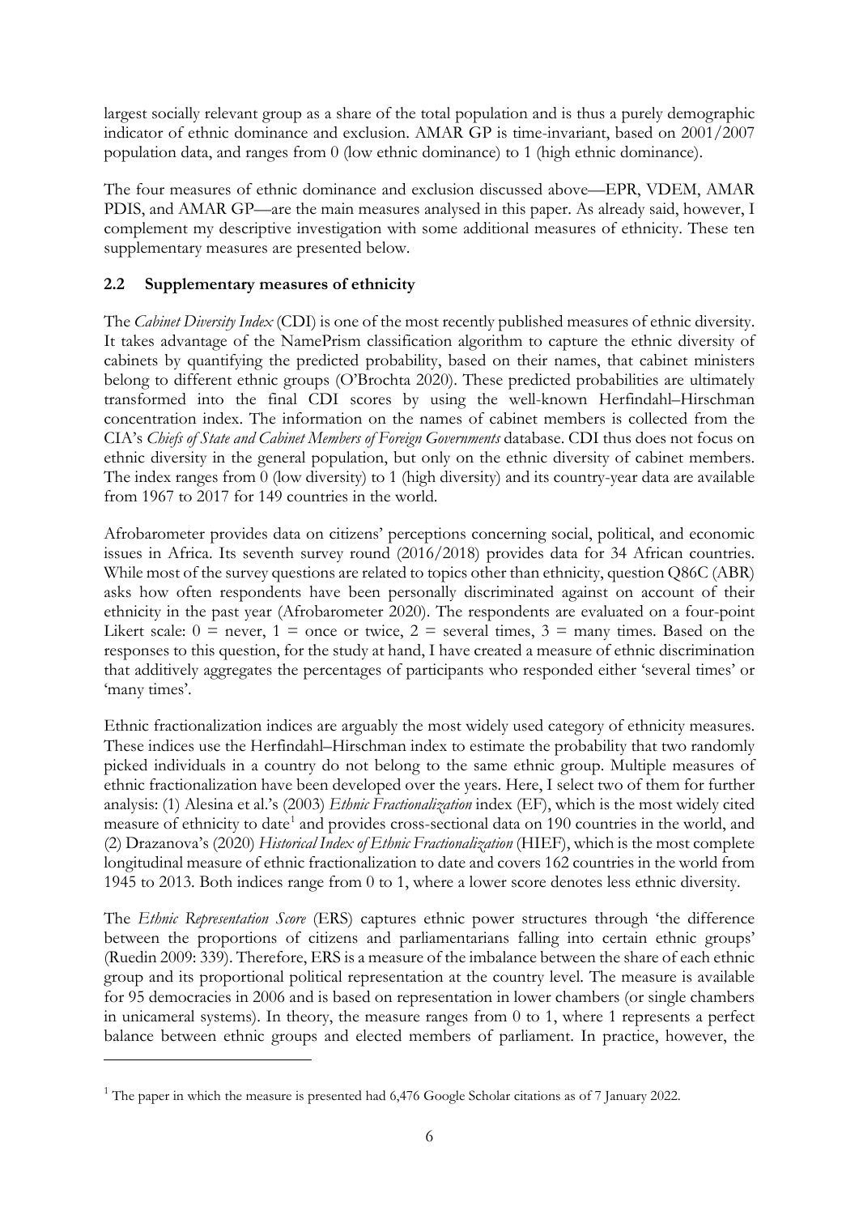largest socially relevant group as a share of the total population and is thus a purely demographic indicator of ethnic dominance and exclusion. AMAR GP is time-invariant, based on 2001/2007 population data, and ranges from 0 (low ethnic dominance) to 1 (high ethnic dominance).

The four measures of ethnic dominance and exclusion discussed above—EPR, VDEM, AMAR PDIS, and AMAR GP—are the main measures analysed in this paper. As already said, however, I complement my descriptive investigation with some additional measures of ethnicity. These ten supplementary measures are presented below.

### 2.2 Supplementary measures of ethnicity

The *Cabinet Diversity Index* (CDI) is one of the most recently published measures of ethnic diversity. It takes advantage of the NamePrism classification algorithm to capture the ethnic diversity of cabinets by quantifying the predicted probability, based on their names, that cabinet ministers belong to different ethnic groups (O'Brochta 2020). These predicted probabilities are ultimately transformed into the final CDI scores by using the well-known Herfindahl–Hirschman concentration index. The information on the names of cabinet members is collected from the CIA's *Chiefs of State and Cabinet Members of Foreign Governments* database. CDI thus does not focus on ethnic diversity in the general population, but only on the ethnic diversity of cabinet members. The index ranges from 0 (low diversity) to 1 (high diversity) and its country-year data are available from 1967 to 2017 for 149 countries in the world.

Afrobarometer provides data on citizens' perceptions concerning social, political, and economic issues in Africa. Its seventh survey round (2016/2018) provides data for 34 African countries. While most of the survey questions are related to topics other than ethnicity, question Q86C (ABR) asks how often respondents have been personally discriminated against on account of their ethnicity in the past year (Afrobarometer 2020). The respondents are evaluated on a four-point Likert scale: 0 = never, 1 = once or twice, 2 = several times, 3 = many times. Based on the responses to this question, for the study at hand, I have created a measure of ethnic discrimination that additively aggregates the percentages of participants who responded either 'several times' or 'many times'.

Ethnic fractionalization indices are arguably the most widely used category of ethnicity measures. These indices use the Herfindahl–Hirschman index to estimate the probability that two randomly picked individuals in a country do not belong to the same ethnic group. Multiple measures of ethnic fractionalization have been developed over the years. Here, I select two of them for further analysis: (1) Alesina et al.'s (2003) *Ethnic Fractionalization* index (EF), which is the most widely cited measure of ethnicity to date[1] and provides cross-sectional data on 190 countries in the world, and (2) Drazanova's (2020) *Historical Index of Ethnic Fractionalization* (HIEF), which is the most complete longitudinal measure of ethnic fractionalization to date and covers 162 countries in the world from 1945 to 2013. Both indices range from 0 to 1, where a lower score denotes less ethnic diversity.

The *Ethnic Representation Score* (ERS) captures ethnic power structures through 'the difference between the proportions of citizens and parliamentarians falling into certain ethnic groups' (Ruedin 2009: 339). Therefore, ERS is a measure of the imbalance between the share of each ethnic group and its proportional political representation at the country level. The measure is available for 95 democracies in 2006 and is based on representation in lower chambers (or single chambers in unicameral systems). In theory, the measure ranges from 0 to 1, where 1 represents a perfect balance between ethnic groups and elected members of parliament. In practice, however, the

[1] The paper in which the measure is presented had 6,476 Google Scholar citations as of 7 January 2022.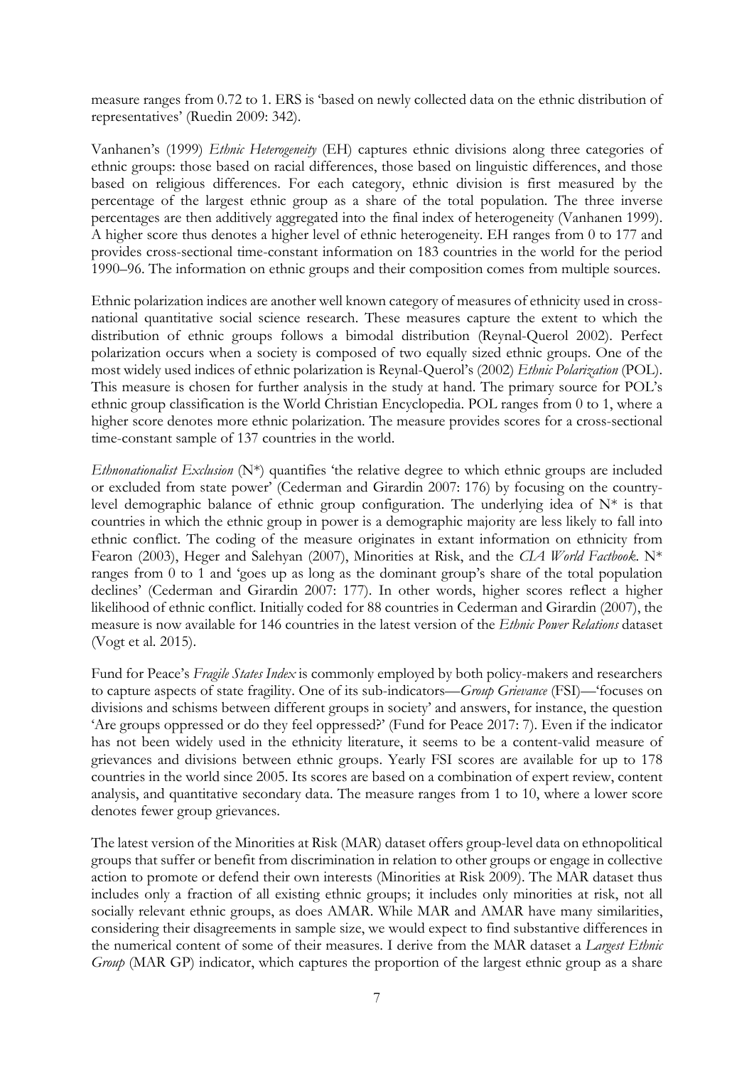measure ranges from 0.72 to 1. ERS is 'based on newly collected data on the ethnic distribution of representatives' (Ruedin 2009: 342).

Vanhanen's (1999) *Ethnic Heterogeneity* (EH) captures ethnic divisions along three categories of ethnic groups: those based on racial differences, those based on linguistic differences, and those based on religious differences. For each category, ethnic division is first measured by the percentage of the largest ethnic group as a share of the total population. The three inverse percentages are then additively aggregated into the final index of heterogeneity (Vanhanen 1999). A higher score thus denotes a higher level of ethnic heterogeneity. EH ranges from 0 to 177 and provides cross-sectional time-constant information on 183 countries in the world for the period 1990–96. The information on ethnic groups and their composition comes from multiple sources.

Ethnic polarization indices are another well known category of measures of ethnicity used in cross-national quantitative social science research. These measures capture the extent to which the distribution of ethnic groups follows a bimodal distribution (Reynal-Querol 2002). Perfect polarization occurs when a society is composed of two equally sized ethnic groups. One of the most widely used indices of ethnic polarization is Reynal-Querol's (2002) *Ethnic Polarization* (POL). This measure is chosen for further analysis in the study at hand. The primary source for POL's ethnic group classification is the World Christian Encyclopedia. POL ranges from 0 to 1, where a higher score denotes more ethnic polarization. The measure provides scores for a cross-sectional time-constant sample of 137 countries in the world.

*Ethnonationalist Exclusion* (N*) quantifies 'the relative degree to which ethnic groups are included or excluded from state power' (Cederman and Girardin 2007: 176) by focusing on the country-level demographic balance of ethnic group configuration. The underlying idea of N* is that countries in which the ethnic group in power is a demographic majority are less likely to fall into ethnic conflict. The coding of the measure originates in extant information on ethnicity from Fearon (2003), Heger and Salehyan (2007), Minorities at Risk, and the *CIA World Factbook*. N* ranges from 0 to 1 and 'goes up as long as the dominant group's share of the total population declines' (Cederman and Girardin 2007: 177). In other words, higher scores reflect a higher likelihood of ethnic conflict. Initially coded for 88 countries in Cederman and Girardin (2007), the measure is now available for 146 countries in the latest version of the *Ethnic Power Relations* dataset (Vogt et al. 2015).

Fund for Peace's *Fragile States Index* is commonly employed by both policy-makers and researchers to capture aspects of state fragility. One of its sub-indicators—*Group Grievance* (FSI)—'focuses on divisions and schisms between different groups in society' and answers, for instance, the question 'Are groups oppressed or do they feel oppressed?' (Fund for Peace 2017: 7). Even if the indicator has not been widely used in the ethnicity literature, it seems to be a content-valid measure of grievances and divisions between ethnic groups. Yearly FSI scores are available for up to 178 countries in the world since 2005. Its scores are based on a combination of expert review, content analysis, and quantitative secondary data. The measure ranges from 1 to 10, where a lower score denotes fewer group grievances.

The latest version of the Minorities at Risk (MAR) dataset offers group-level data on ethnopolitical groups that suffer or benefit from discrimination in relation to other groups or engage in collective action to promote or defend their own interests (Minorities at Risk 2009). The MAR dataset thus includes only a fraction of all existing ethnic groups; it includes only minorities at risk, not all socially relevant ethnic groups, as does AMAR. While MAR and AMAR have many similarities, considering their disagreements in sample size, we would expect to find substantive differences in the numerical content of some of their measures. I derive from the MAR dataset a *Largest Ethnic Group* (MAR GP) indicator, which captures the proportion of the largest ethnic group as a share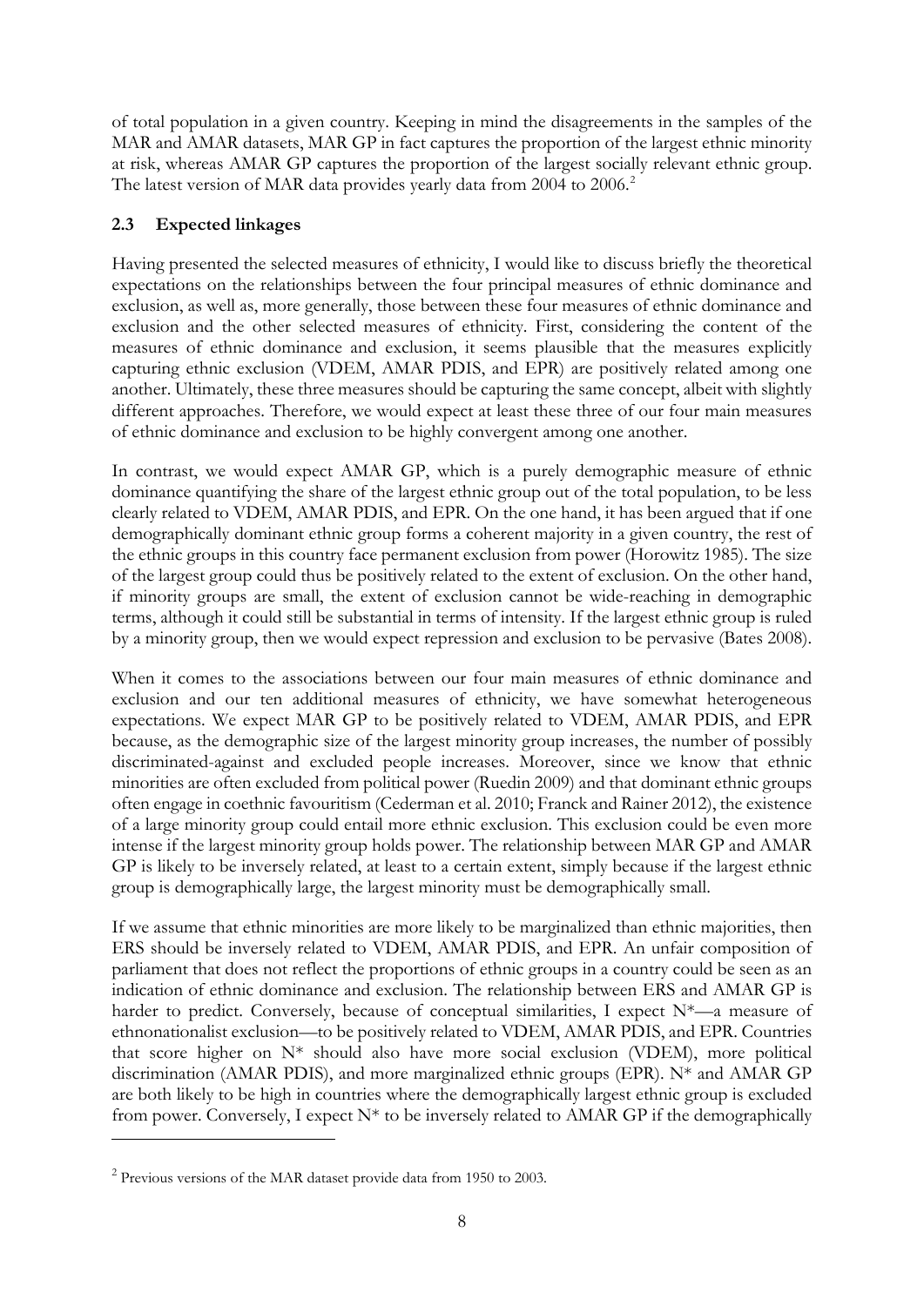of total population in a given country. Keeping in mind the disagreements in the samples of the MAR and AMAR datasets, MAR GP in fact captures the proportion of the largest ethnic minority at risk, whereas AMAR GP captures the proportion of the largest socially relevant ethnic group. The latest version of MAR data provides yearly data from 2004 to 2006.[2]

### 2.3 Expected linkages

Having presented the selected measures of ethnicity, I would like to discuss briefly the theoretical expectations on the relationships between the four principal measures of ethnic dominance and exclusion, as well as, more generally, those between these four measures of ethnic dominance and exclusion and the other selected measures of ethnicity. First, considering the content of the measures of ethnic dominance and exclusion, it seems plausible that the measures explicitly capturing ethnic exclusion (VDEM, AMAR PDIS, and EPR) are positively related among one another. Ultimately, these three measures should be capturing the same concept, albeit with slightly different approaches. Therefore, we would expect at least these three of our four main measures of ethnic dominance and exclusion to be highly convergent among one another.

In contrast, we would expect AMAR GP, which is a purely demographic measure of ethnic dominance quantifying the share of the largest ethnic group out of the total population, to be less clearly related to VDEM, AMAR PDIS, and EPR. On the one hand, it has been argued that if one demographically dominant ethnic group forms a coherent majority in a given country, the rest of the ethnic groups in this country face permanent exclusion from power (Horowitz 1985). The size of the largest group could thus be positively related to the extent of exclusion. On the other hand, if minority groups are small, the extent of exclusion cannot be wide-reaching in demographic terms, although it could still be substantial in terms of intensity. If the largest ethnic group is ruled by a minority group, then we would expect repression and exclusion to be pervasive (Bates 2008).

When it comes to the associations between our four main measures of ethnic dominance and exclusion and our ten additional measures of ethnicity, we have somewhat heterogeneous expectations. We expect MAR GP to be positively related to VDEM, AMAR PDIS, and EPR because, as the demographic size of the largest minority group increases, the number of possibly discriminated-against and excluded people increases. Moreover, since we know that ethnic minorities are often excluded from political power (Ruedin 2009) and that dominant ethnic groups often engage in coethnic favouritism (Cederman et al. 2010; Franck and Rainer 2012), the existence of a large minority group could entail more ethnic exclusion. This exclusion could be even more intense if the largest minority group holds power. The relationship between MAR GP and AMAR GP is likely to be inversely related, at least to a certain extent, simply because if the largest ethnic group is demographically large, the largest minority must be demographically small.

If we assume that ethnic minorities are more likely to be marginalized than ethnic majorities, then ERS should be inversely related to VDEM, AMAR PDIS, and EPR. An unfair composition of parliament that does not reflect the proportions of ethnic groups in a country could be seen as an indication of ethnic dominance and exclusion. The relationship between ERS and AMAR GP is harder to predict. Conversely, because of conceptual similarities, I expect N*—a measure of ethnonationalist exclusion—to be positively related to VDEM, AMAR PDIS, and EPR. Countries that score higher on N* should also have more social exclusion (VDEM), more political discrimination (AMAR PDIS), and more marginalized ethnic groups (EPR). N* and AMAR GP are both likely to be high in countries where the demographically largest ethnic group is excluded from power. Conversely, I expect N* to be inversely related to AMAR GP if the demographically

[2] Previous versions of the MAR dataset provide data from 1950 to 2003.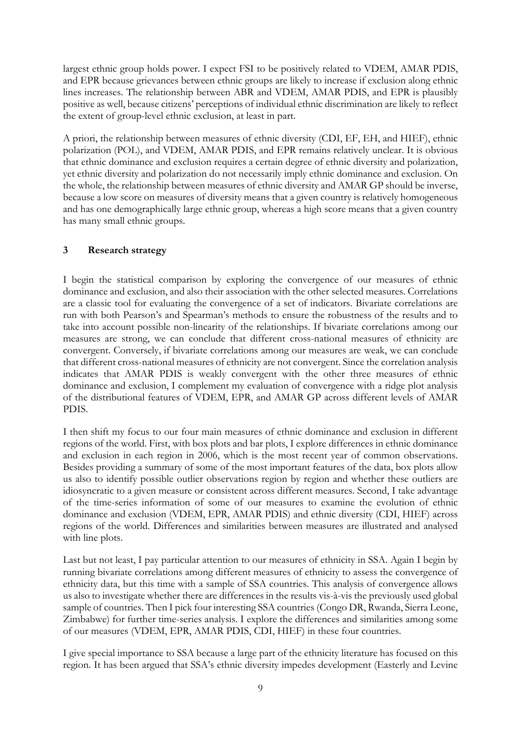largest ethnic group holds power. I expect FSI to be positively related to VDEM, AMAR PDIS, and EPR because grievances between ethnic groups are likely to increase if exclusion along ethnic lines increases. The relationship between ABR and VDEM, AMAR PDIS, and EPR is plausibly positive as well, because citizens' perceptions of individual ethnic discrimination are likely to reflect the extent of group-level ethnic exclusion, at least in part.

A priori, the relationship between measures of ethnic diversity (CDI, EF, EH, and HIEF), ethnic polarization (POL), and VDEM, AMAR PDIS, and EPR remains relatively unclear. It is obvious that ethnic dominance and exclusion requires a certain degree of ethnic diversity and polarization, yet ethnic diversity and polarization do not necessarily imply ethnic dominance and exclusion. On the whole, the relationship between measures of ethnic diversity and AMAR GP should be inverse, because a low score on measures of diversity means that a given country is relatively homogeneous and has one demographically large ethnic group, whereas a high score means that a given country has many small ethnic groups.

## 3 Research strategy

I begin the statistical comparison by exploring the convergence of our measures of ethnic dominance and exclusion, and also their association with the other selected measures. Correlations are a classic tool for evaluating the convergence of a set of indicators. Bivariate correlations are run with both Pearson's and Spearman's methods to ensure the robustness of the results and to take into account possible non-linearity of the relationships. If bivariate correlations among our measures are strong, we can conclude that different cross-national measures of ethnicity are convergent. Conversely, if bivariate correlations among our measures are weak, we can conclude that different cross-national measures of ethnicity are not convergent. Since the correlation analysis indicates that AMAR PDIS is weakly convergent with the other three measures of ethnic dominance and exclusion, I complement my evaluation of convergence with a ridge plot analysis of the distributional features of VDEM, EPR, and AMAR GP across different levels of AMAR PDIS.

I then shift my focus to our four main measures of ethnic dominance and exclusion in different regions of the world. First, with box plots and bar plots, I explore differences in ethnic dominance and exclusion in each region in 2006, which is the most recent year of common observations. Besides providing a summary of some of the most important features of the data, box plots allow us also to identify possible outlier observations region by region and whether these outliers are idiosyncratic to a given measure or consistent across different measures. Second, I take advantage of the time-series information of some of our measures to examine the evolution of ethnic dominance and exclusion (VDEM, EPR, AMAR PDIS) and ethnic diversity (CDI, HIEF) across regions of the world. Differences and similarities between measures are illustrated and analysed with line plots.

Last but not least, I pay particular attention to our measures of ethnicity in SSA. Again I begin by running bivariate correlations among different measures of ethnicity to assess the convergence of ethnicity data, but this time with a sample of SSA countries. This analysis of convergence allows us also to investigate whether there are differences in the results vis-à-vis the previously used global sample of countries. Then I pick four interesting SSA countries (Congo DR, Rwanda, Sierra Leone, Zimbabwe) for further time-series analysis. I explore the differences and similarities among some of our measures (VDEM, EPR, AMAR PDIS, CDI, HIEF) in these four countries.

I give special importance to SSA because a large part of the ethnicity literature has focused on this region. It has been argued that SSA's ethnic diversity impedes development (Easterly and Levine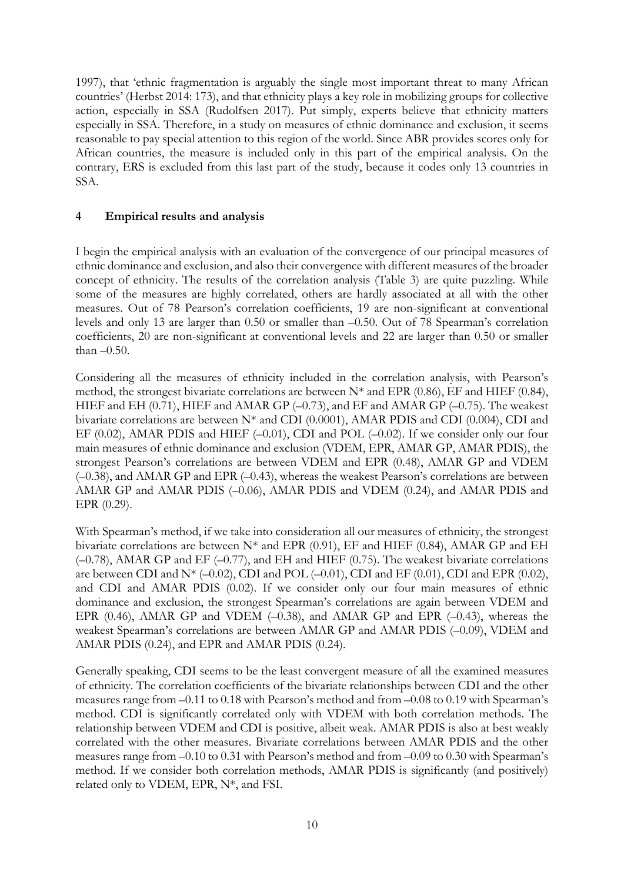1997), that 'ethnic fragmentation is arguably the single most important threat to many African countries' (Herbst 2014: 173), and that ethnicity plays a key role in mobilizing groups for collective action, especially in SSA (Rudolfsen 2017). Put simply, experts believe that ethnicity matters especially in SSA. Therefore, in a study on measures of ethnic dominance and exclusion, it seems reasonable to pay special attention to this region of the world. Since ABR provides scores only for African countries, the measure is included only in this part of the empirical analysis. On the contrary, ERS is excluded from this last part of the study, because it codes only 13 countries in SSA.

## 4 Empirical results and analysis

I begin the empirical analysis with an evaluation of the convergence of our principal measures of ethnic dominance and exclusion, and also their convergence with different measures of the broader concept of ethnicity. The results of the correlation analysis (Table 3) are quite puzzling. While some of the measures are highly correlated, others are hardly associated at all with the other measures. Out of 78 Pearson's correlation coefficients, 19 are non-significant at conventional levels and only 13 are larger than 0.50 or smaller than –0.50. Out of 78 Spearman's correlation coefficients, 20 are non-significant at conventional levels and 22 are larger than 0.50 or smaller than –0.50.

Considering all the measures of ethnicity included in the correlation analysis, with Pearson's method, the strongest bivariate correlations are between N* and EPR (0.86), EF and HIEF (0.84), HIEF and EH (0.71), HIEF and AMAR GP (–0.73), and EF and AMAR GP (–0.75). The weakest bivariate correlations are between N* and CDI (0.0001), AMAR PDIS and CDI (0.004), CDI and EF (0.02), AMAR PDIS and HIEF (–0.01), CDI and POL (–0.02). If we consider only our four main measures of ethnic dominance and exclusion (VDEM, EPR, AMAR GP, AMAR PDIS), the strongest Pearson's correlations are between VDEM and EPR (0.48), AMAR GP and VDEM (–0.38), and AMAR GP and EPR (–0.43), whereas the weakest Pearson's correlations are between AMAR GP and AMAR PDIS (–0.06), AMAR PDIS and VDEM (0.24), and AMAR PDIS and EPR (0.29).

With Spearman's method, if we take into consideration all our measures of ethnicity, the strongest bivariate correlations are between N* and EPR (0.91), EF and HIEF (0.84), AMAR GP and EH (–0.78), AMAR GP and EF (–0.77), and EH and HIEF (0.75). The weakest bivariate correlations are between CDI and N* (–0.02), CDI and POL (–0.01), CDI and EF (0.01), CDI and EPR (0.02), and CDI and AMAR PDIS (0.02). If we consider only our four main measures of ethnic dominance and exclusion, the strongest Spearman's correlations are again between VDEM and EPR (0.46), AMAR GP and VDEM (–0.38), and AMAR GP and EPR (–0.43), whereas the weakest Spearman's correlations are between AMAR GP and AMAR PDIS (–0.09), VDEM and AMAR PDIS (0.24), and EPR and AMAR PDIS (0.24).

Generally speaking, CDI seems to be the least convergent measure of all the examined measures of ethnicity. The correlation coefficients of the bivariate relationships between CDI and the other measures range from –0.11 to 0.18 with Pearson's method and from –0.08 to 0.19 with Spearman's method. CDI is significantly correlated only with VDEM with both correlation methods. The relationship between VDEM and CDI is positive, albeit weak. AMAR PDIS is also at best weakly correlated with the other measures. Bivariate correlations between AMAR PDIS and the other measures range from –0.10 to 0.31 with Pearson's method and from –0.09 to 0.30 with Spearman's method. If we consider both correlation methods, AMAR PDIS is significantly (and positively) related only to VDEM, EPR, N*, and FSI.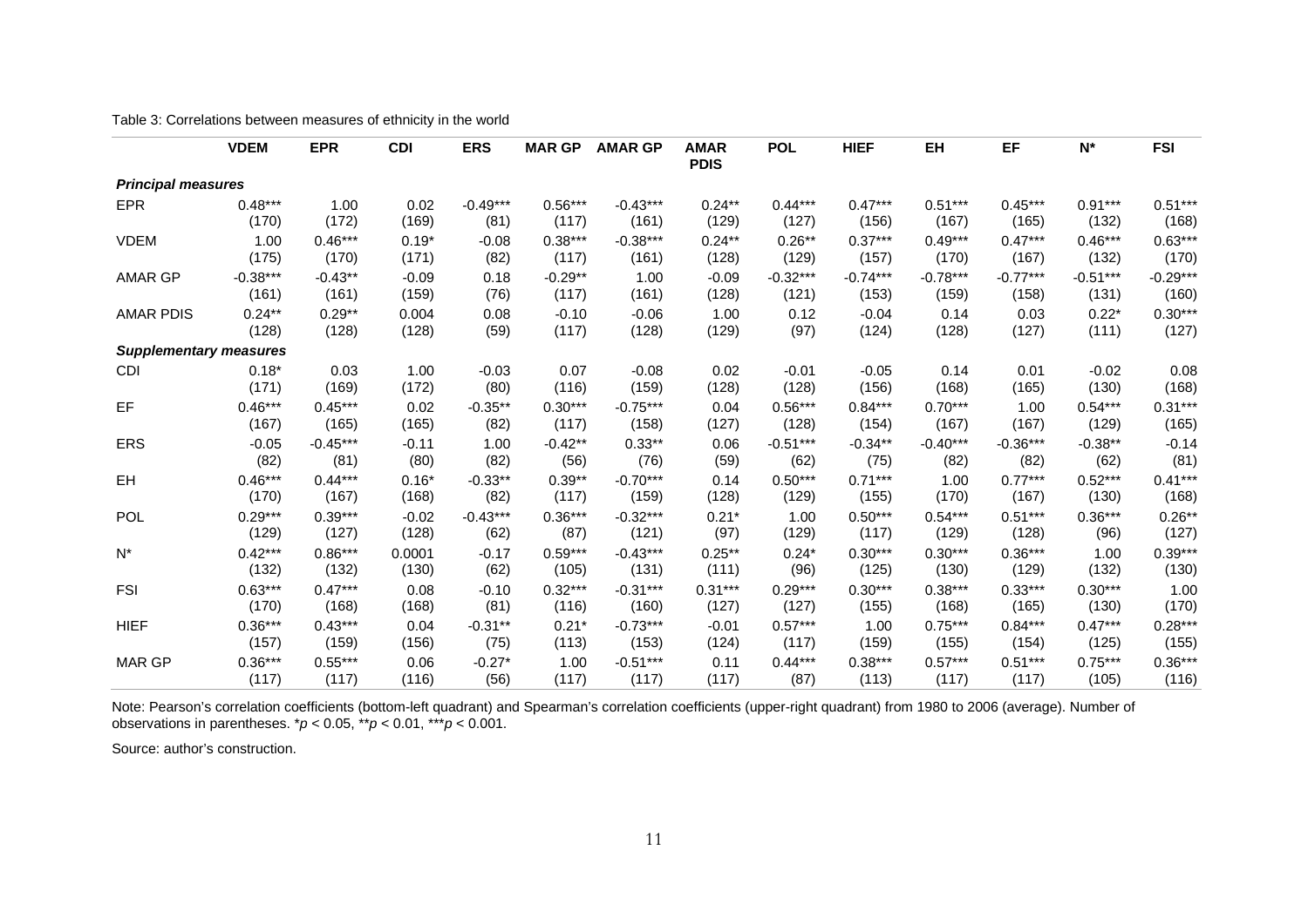Table 3: Correlations between measures of ethnicity in the world

| | VDEM | EPR | CDI | ERS | MAR GP | AMAR GP | AMAR PDIS | POL | HIEF | EH | EF | N* | FSI |
|---|---|---|---|---|---|---|---|---|---|---|---|---|---|
| ***Principal measures*** | | | | | | | | | | | | | |
| EPR | 0.48*** | 1.00 | 0.02 | -0.49*** | 0.56*** | -0.43*** | 0.24** | 0.44*** | 0.47*** | 0.51*** | 0.45*** | 0.91*** | 0.51*** |
| | (170) | (172) | (169) | (81) | (117) | (161) | (129) | (127) | (156) | (167) | (165) | (132) | (168) |
| VDEM | 1.00 | 0.46*** | 0.19* | -0.08 | 0.38*** | -0.38*** | 0.24** | 0.26** | 0.37*** | 0.49*** | 0.47*** | 0.46*** | 0.63*** |
| | (175) | (170) | (171) | (82) | (117) | (161) | (128) | (129) | (157) | (170) | (167) | (132) | (170) |
| AMAR GP | -0.38*** | -0.43** | -0.09 | 0.18 | -0.29** | 1.00 | -0.09 | -0.32*** | -0.74*** | -0.78*** | -0.77*** | -0.51*** | -0.29*** |
| | (161) | (161) | (159) | (76) | (117) | (161) | (128) | (121) | (153) | (159) | (158) | (131) | (160) |
| AMAR PDIS | 0.24** | 0.29** | 0.004 | 0.08 | -0.10 | -0.06 | 1.00 | 0.12 | -0.04 | 0.14 | 0.03 | 0.22* | 0.30*** |
| | (128) | (128) | (128) | (59) | (117) | (128) | (129) | (97) | (124) | (128) | (127) | (111) | (127) |
| ***Supplementary measures*** | | | | | | | | | | | | | |
| CDI | 0.18* | 0.03 | 1.00 | -0.03 | 0.07 | -0.08 | 0.02 | -0.01 | -0.05 | 0.14 | 0.01 | -0.02 | 0.08 |
| | (171) | (169) | (172) | (80) | (116) | (159) | (128) | (128) | (156) | (168) | (165) | (130) | (168) |
| EF | 0.46*** | 0.45*** | 0.02 | -0.35** | 0.30*** | -0.75*** | 0.04 | 0.56*** | 0.84*** | 0.70*** | 1.00 | 0.54*** | 0.31*** |
| | (167) | (165) | (165) | (82) | (117) | (158) | (127) | (128) | (154) | (167) | (167) | (129) | (165) |
| ERS | -0.05 | -0.45*** | -0.11 | 1.00 | -0.42** | 0.33** | 0.06 | -0.51*** | -0.34** | -0.40*** | -0.36*** | -0.38** | -0.14 |
| | (82) | (81) | (80) | (82) | (56) | (76) | (59) | (62) | (75) | (82) | (82) | (62) | (81) |
| EH | 0.46*** | 0.44*** | 0.16* | -0.33** | 0.39** | -0.70*** | 0.14 | 0.50*** | 0.71*** | 1.00 | 0.77*** | 0.52*** | 0.41*** |
| | (170) | (167) | (168) | (82) | (117) | (159) | (128) | (129) | (155) | (170) | (167) | (130) | (168) |
| POL | 0.29*** | 0.39*** | -0.02 | -0.43*** | 0.36*** | -0.32*** | 0.21* | 1.00 | 0.50*** | 0.54*** | 0.51*** | 0.36*** | 0.26** |
| | (129) | (127) | (128) | (62) | (87) | (121) | (97) | (129) | (117) | (129) | (128) | (96) | (127) |
| N* | 0.42*** | 0.86*** | 0.0001 | -0.17 | 0.59*** | -0.43*** | 0.25** | 0.24* | 0.30*** | 0.30*** | 0.36*** | 1.00 | 0.39*** |
| | (132) | (132) | (130) | (62) | (105) | (131) | (111) | (96) | (125) | (130) | (129) | (132) | (130) |
| FSI | 0.63*** | 0.47*** | 0.08 | -0.10 | 0.32*** | -0.31*** | 0.31*** | 0.29*** | 0.30*** | 0.38*** | 0.33*** | 0.30*** | 1.00 |
| | (170) | (168) | (168) | (81) | (116) | (160) | (127) | (127) | (155) | (168) | (165) | (130) | (170) |
| HIEF | 0.36*** | 0.43*** | 0.04 | -0.31** | 0.21* | -0.73*** | -0.01 | 0.57*** | 1.00 | 0.75*** | 0.84*** | 0.47*** | 0.28*** |
| | (157) | (159) | (156) | (75) | (113) | (153) | (124) | (117) | (159) | (155) | (154) | (125) | (155) |
| MAR GP | 0.36*** | 0.55*** | 0.06 | -0.27* | 1.00 | -0.51*** | 0.11 | 0.44*** | 0.38*** | 0.57*** | 0.51*** | 0.75*** | 0.36*** |
| | (117) | (117) | (116) | (56) | (117) | (117) | (117) | (87) | (113) | (117) | (117) | (105) | (116) |

Note: Pearson's correlation coefficients (bottom-left quadrant) and Spearman's correlation coefficients (upper-right quadrant) from 1980 to 2006 (average). Number of observations in parentheses. *$p < 0.05$, **$p < 0.01$, ***$p < 0.001$.

Source: author's construction.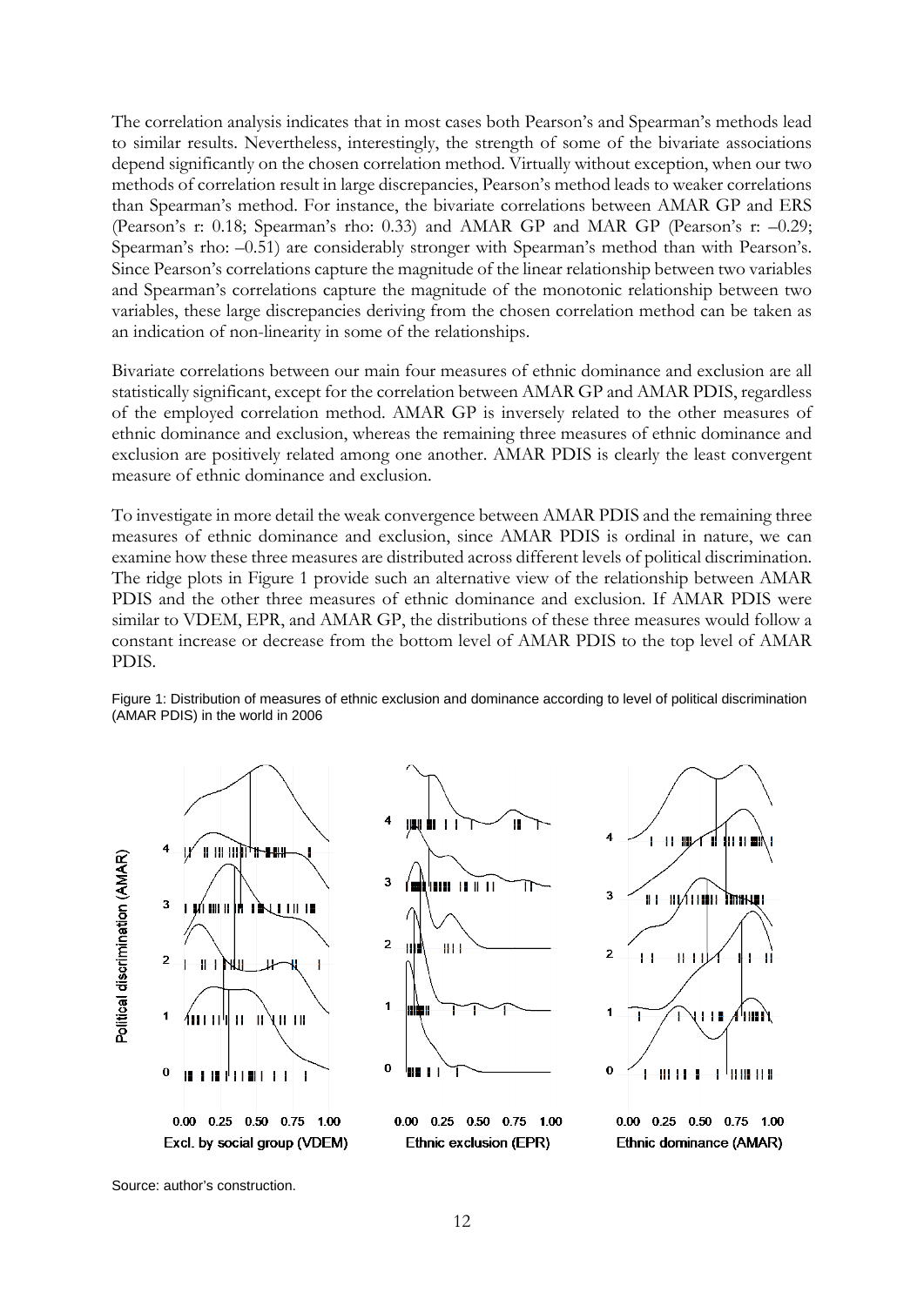The correlation analysis indicates that in most cases both Pearson's and Spearman's methods lead to similar results. Nevertheless, interestingly, the strength of some of the bivariate associations depend significantly on the chosen correlation method. Virtually without exception, when our two methods of correlation result in large discrepancies, Pearson's method leads to weaker correlations than Spearman's method. For instance, the bivariate correlations between AMAR GP and ERS (Pearson's r: 0.18; Spearman's rho: 0.33) and AMAR GP and MAR GP (Pearson's r: –0.29; Spearman's rho: –0.51) are considerably stronger with Spearman's method than with Pearson's. Since Pearson's correlations capture the magnitude of the linear relationship between two variables and Spearman's correlations capture the magnitude of the monotonic relationship between two variables, these large discrepancies deriving from the chosen correlation method can be taken as an indication of non-linearity in some of the relationships.

Bivariate correlations between our main four measures of ethnic dominance and exclusion are all statistically significant, except for the correlation between AMAR GP and AMAR PDIS, regardless of the employed correlation method. AMAR GP is inversely related to the other measures of ethnic dominance and exclusion, whereas the remaining three measures of ethnic dominance and exclusion are positively related among one another. AMAR PDIS is clearly the least convergent measure of ethnic dominance and exclusion.

To investigate in more detail the weak convergence between AMAR PDIS and the remaining three measures of ethnic dominance and exclusion, since AMAR PDIS is ordinal in nature, we can examine how these three measures are distributed across different levels of political discrimination. The ridge plots in Figure 1 provide such an alternative view of the relationship between AMAR PDIS and the other three measures of ethnic dominance and exclusion. If AMAR PDIS were similar to VDEM, EPR, and AMAR GP, the distributions of these three measures would follow a constant increase or decrease from the bottom level of AMAR PDIS to the top level of AMAR PDIS.

Figure 1: Distribution of measures of ethnic exclusion and dominance according to level of political discrimination (AMAR PDIS) in the world in 2006

Source: author's construction.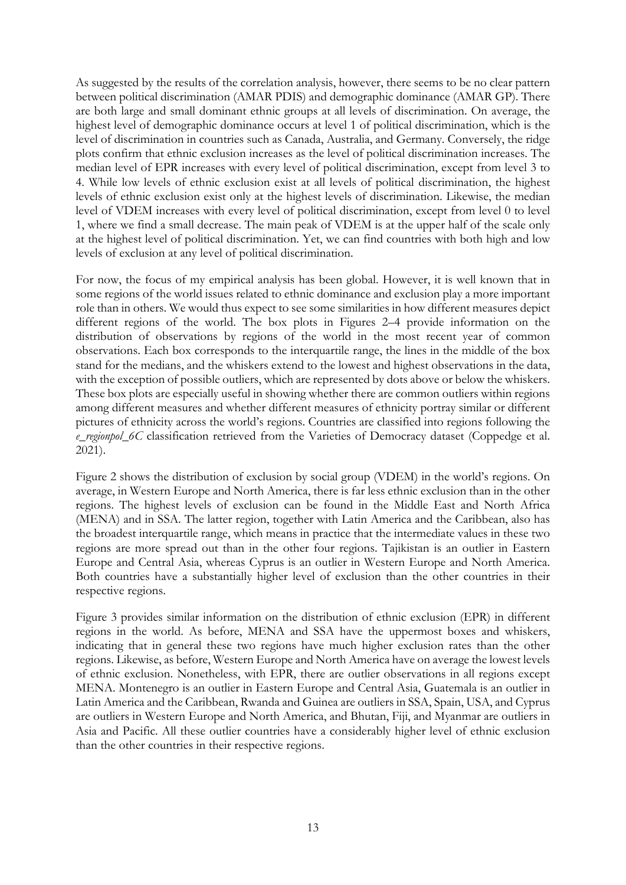As suggested by the results of the correlation analysis, however, there seems to be no clear pattern between political discrimination (AMAR PDIS) and demographic dominance (AMAR GP). There are both large and small dominant ethnic groups at all levels of discrimination. On average, the highest level of demographic dominance occurs at level 1 of political discrimination, which is the level of discrimination in countries such as Canada, Australia, and Germany. Conversely, the ridge plots confirm that ethnic exclusion increases as the level of political discrimination increases. The median level of EPR increases with every level of political discrimination, except from level 3 to 4. While low levels of ethnic exclusion exist at all levels of political discrimination, the highest levels of ethnic exclusion exist only at the highest levels of discrimination. Likewise, the median level of VDEM increases with every level of political discrimination, except from level 0 to level 1, where we find a small decrease. The main peak of VDEM is at the upper half of the scale only at the highest level of political discrimination. Yet, we can find countries with both high and low levels of exclusion at any level of political discrimination.

For now, the focus of my empirical analysis has been global. However, it is well known that in some regions of the world issues related to ethnic dominance and exclusion play a more important role than in others. We would thus expect to see some similarities in how different measures depict different regions of the world. The box plots in Figures 2–4 provide information on the distribution of observations by regions of the world in the most recent year of common observations. Each box corresponds to the interquartile range, the lines in the middle of the box stand for the medians, and the whiskers extend to the lowest and highest observations in the data, with the exception of possible outliers, which are represented by dots above or below the whiskers. These box plots are especially useful in showing whether there are common outliers within regions among different measures and whether different measures of ethnicity portray similar or different pictures of ethnicity across the world's regions. Countries are classified into regions following the *e_regionpol_6C* classification retrieved from the Varieties of Democracy dataset (Coppedge et al. 2021).

Figure 2 shows the distribution of exclusion by social group (VDEM) in the world's regions. On average, in Western Europe and North America, there is far less ethnic exclusion than in the other regions. The highest levels of exclusion can be found in the Middle East and North Africa (MENA) and in SSA. The latter region, together with Latin America and the Caribbean, also has the broadest interquartile range, which means in practice that the intermediate values in these two regions are more spread out than in the other four regions. Tajikistan is an outlier in Eastern Europe and Central Asia, whereas Cyprus is an outlier in Western Europe and North America. Both countries have a substantially higher level of exclusion than the other countries in their respective regions.

Figure 3 provides similar information on the distribution of ethnic exclusion (EPR) in different regions in the world. As before, MENA and SSA have the uppermost boxes and whiskers, indicating that in general these two regions have much higher exclusion rates than the other regions. Likewise, as before, Western Europe and North America have on average the lowest levels of ethnic exclusion. Nonetheless, with EPR, there are outlier observations in all regions except MENA. Montenegro is an outlier in Eastern Europe and Central Asia, Guatemala is an outlier in Latin America and the Caribbean, Rwanda and Guinea are outliers in SSA, Spain, USA, and Cyprus are outliers in Western Europe and North America, and Bhutan, Fiji, and Myanmar are outliers in Asia and Pacific. All these outlier countries have a considerably higher level of ethnic exclusion than the other countries in their respective regions.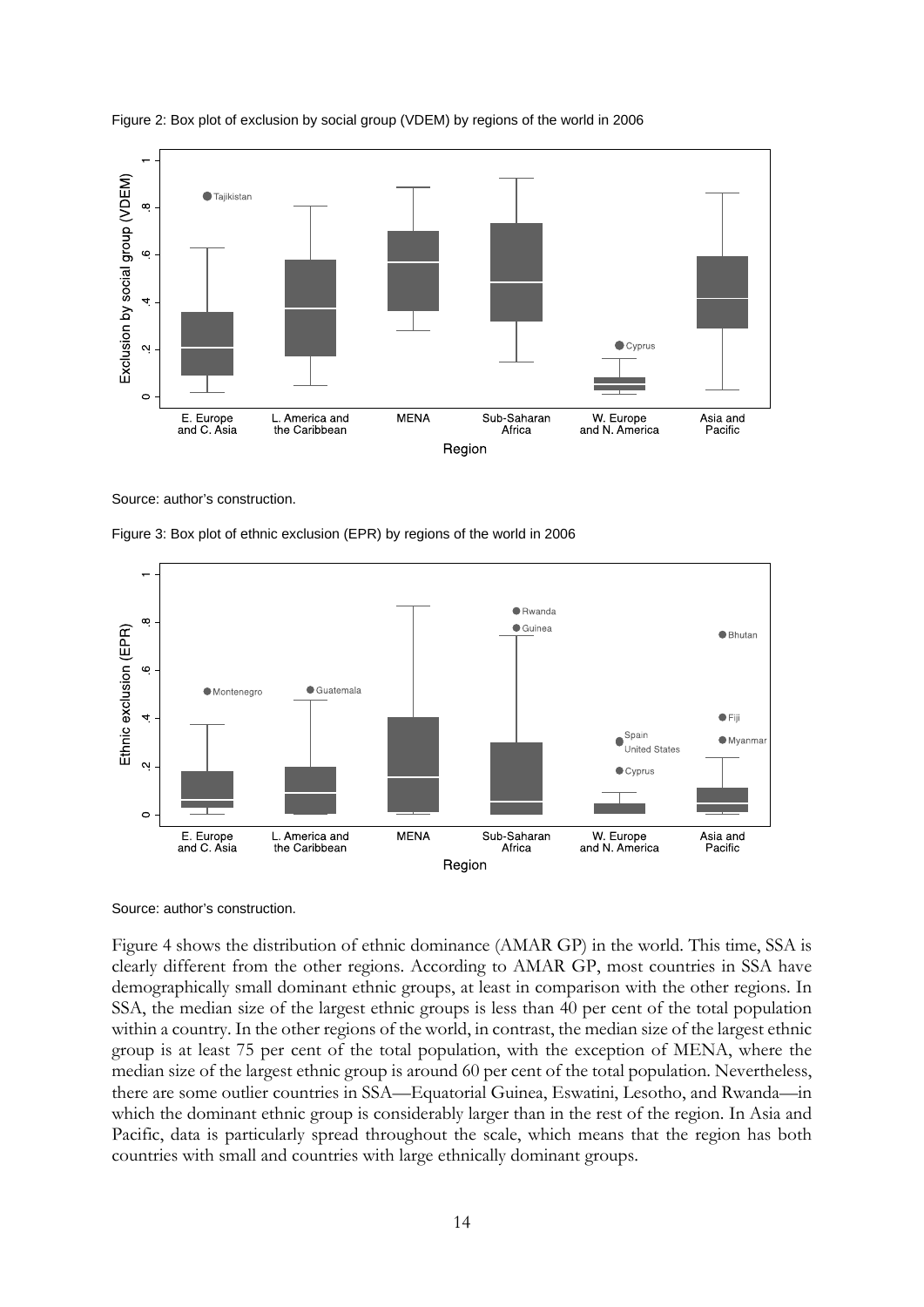Figure 2: Box plot of exclusion by social group (VDEM) by regions of the world in 2006

Source: author's construction.

Figure 3: Box plot of ethnic exclusion (EPR) by regions of the world in 2006

Source: author's construction.

Figure 4 shows the distribution of ethnic dominance (AMAR GP) in the world. This time, SSA is clearly different from the other regions. According to AMAR GP, most countries in SSA have demographically small dominant ethnic groups, at least in comparison with the other regions. In SSA, the median size of the largest ethnic groups is less than 40 per cent of the total population within a country. In the other regions of the world, in contrast, the median size of the largest ethnic group is at least 75 per cent of the total population, with the exception of MENA, where the median size of the largest ethnic group is around 60 per cent of the total population. Nevertheless, there are some outlier countries in SSA—Equatorial Guinea, Eswatini, Lesotho, and Rwanda—in which the dominant ethnic group is considerably larger than in the rest of the region. In Asia and Pacific, data is particularly spread throughout the scale, which means that the region has both countries with small and countries with large ethnically dominant groups.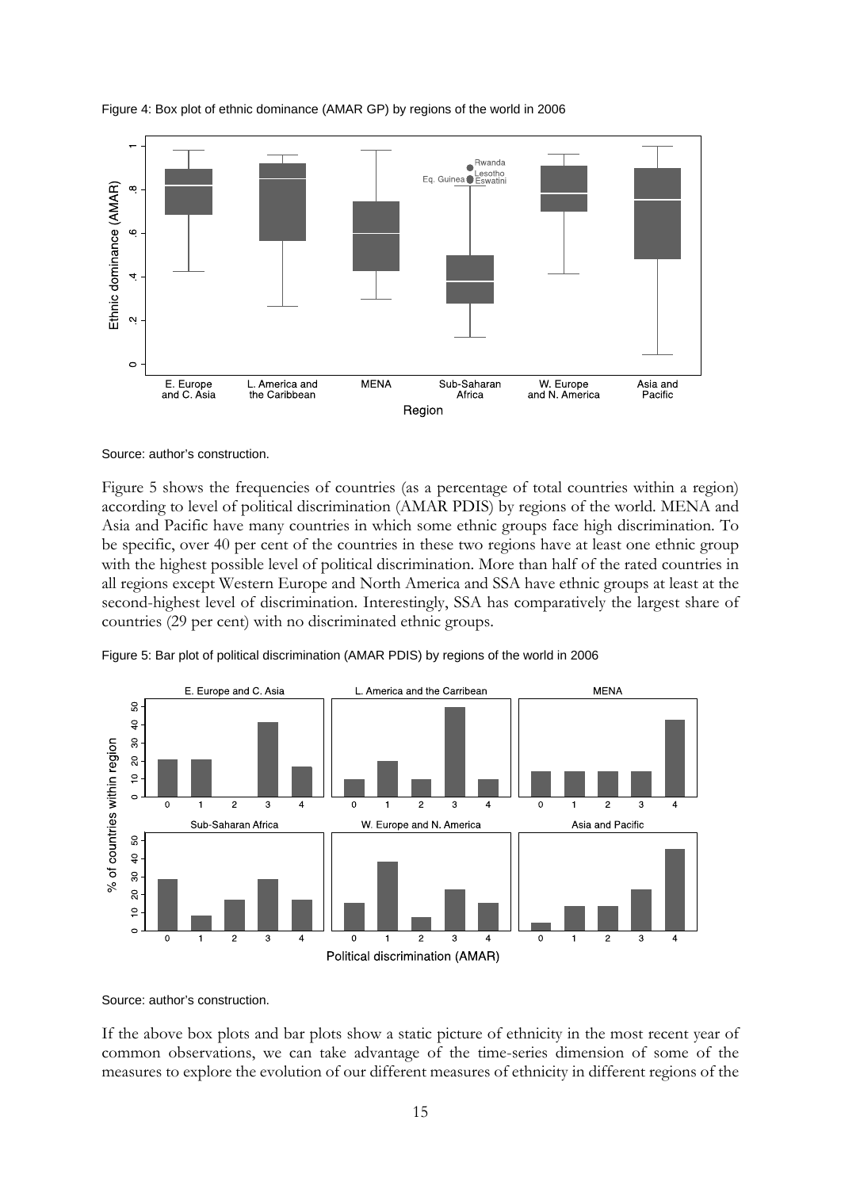Figure 4: Box plot of ethnic dominance (AMAR GP) by regions of the world in 2006

Source: author's construction.

Figure 5 shows the frequencies of countries (as a percentage of total countries within a region) according to level of political discrimination (AMAR PDIS) by regions of the world. MENA and Asia and Pacific have many countries in which some ethnic groups face high discrimination. To be specific, over 40 per cent of the countries in these two regions have at least one ethnic group with the highest possible level of political discrimination. More than half of the rated countries in all regions except Western Europe and North America and SSA have ethnic groups at least at the second-highest level of discrimination. Interestingly, SSA has comparatively the largest share of countries (29 per cent) with no discriminated ethnic groups.

Figure 5: Bar plot of political discrimination (AMAR PDIS) by regions of the world in 2006

Source: author's construction.

If the above box plots and bar plots show a static picture of ethnicity in the most recent year of common observations, we can take advantage of the time-series dimension of some of the measures to explore the evolution of our different measures of ethnicity in different regions of the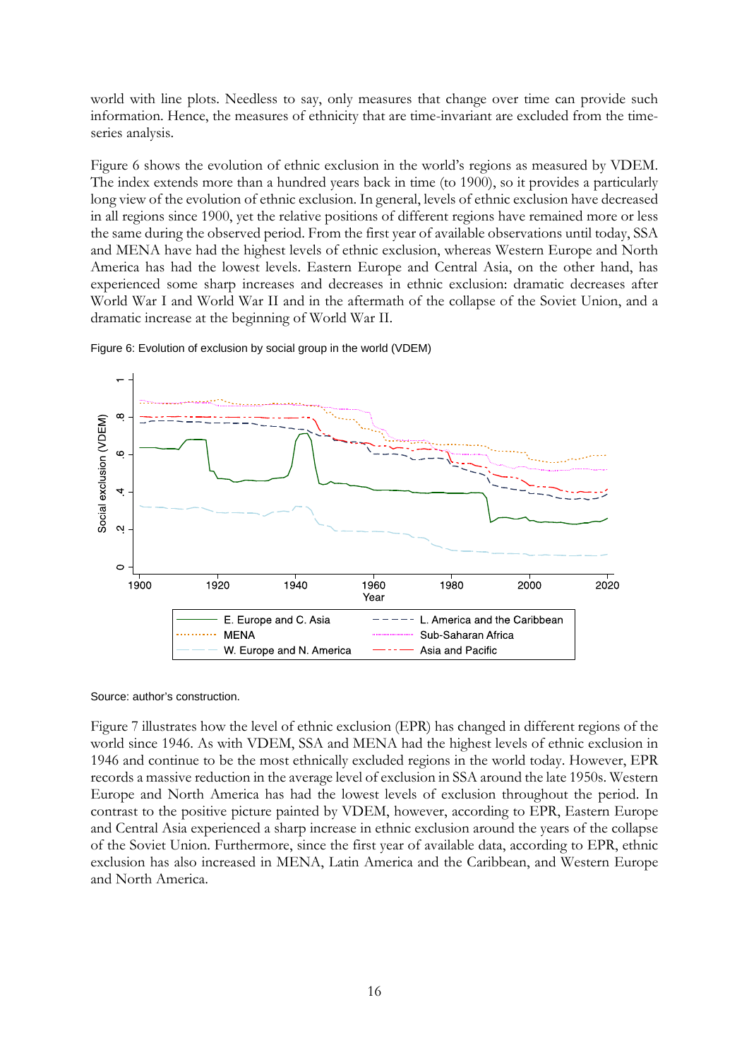world with line plots. Needless to say, only measures that change over time can provide such information. Hence, the measures of ethnicity that are time-invariant are excluded from the time-series analysis.

Figure 6 shows the evolution of ethnic exclusion in the world's regions as measured by VDEM. The index extends more than a hundred years back in time (to 1900), so it provides a particularly long view of the evolution of ethnic exclusion. In general, levels of ethnic exclusion have decreased in all regions since 1900, yet the relative positions of different regions have remained more or less the same during the observed period. From the first year of available observations until today, SSA and MENA have had the highest levels of ethnic exclusion, whereas Western Europe and North America has had the lowest levels. Eastern Europe and Central Asia, on the other hand, has experienced some sharp increases and decreases in ethnic exclusion: dramatic decreases after World War I and World War II and in the aftermath of the collapse of the Soviet Union, and a dramatic increase at the beginning of World War II.

Figure 6: Evolution of exclusion by social group in the world (VDEM)

Source: author's construction.

Figure 7 illustrates how the level of ethnic exclusion (EPR) has changed in different regions of the world since 1946. As with VDEM, SSA and MENA had the highest levels of ethnic exclusion in 1946 and continue to be the most ethnically excluded regions in the world today. However, EPR records a massive reduction in the average level of exclusion in SSA around the late 1950s. Western Europe and North America has had the lowest levels of exclusion throughout the period. In contrast to the positive picture painted by VDEM, however, according to EPR, Eastern Europe and Central Asia experienced a sharp increase in ethnic exclusion around the years of the collapse of the Soviet Union. Furthermore, since the first year of available data, according to EPR, ethnic exclusion has also increased in MENA, Latin America and the Caribbean, and Western Europe and North America.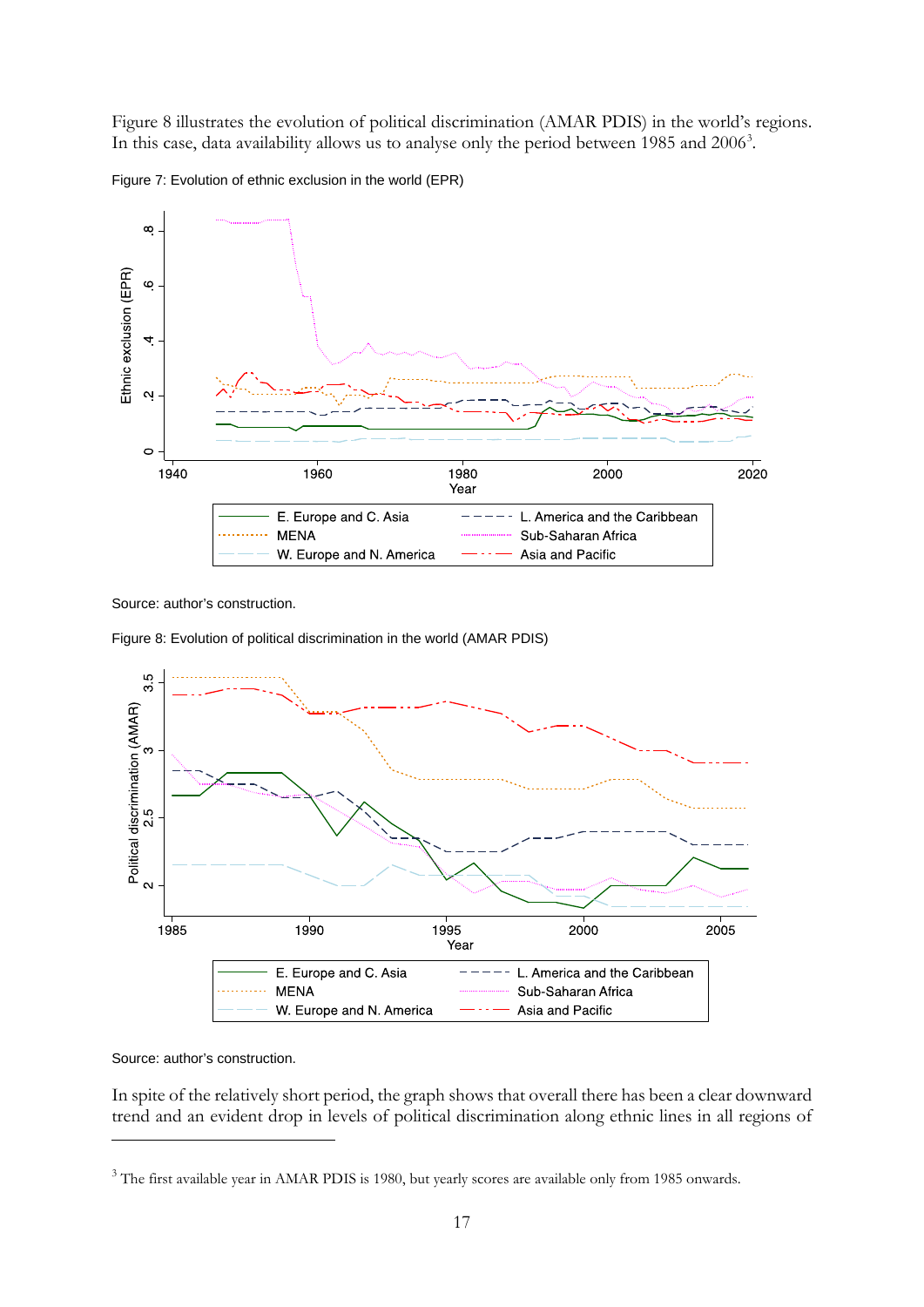Figure 8 illustrates the evolution of political discrimination (AMAR PDIS) in the world's regions. In this case, data availability allows us to analyse only the period between 1985 and 2006[3].

Figure 7: Evolution of ethnic exclusion in the world (EPR)

Source: author's construction.

Figure 8: Evolution of political discrimination in the world (AMAR PDIS)

Source: author's construction.

In spite of the relatively short period, the graph shows that overall there has been a clear downward trend and an evident drop in levels of political discrimination along ethnic lines in all regions of

[3] The first available year in AMAR PDIS is 1980, but yearly scores are available only from 1985 onwards.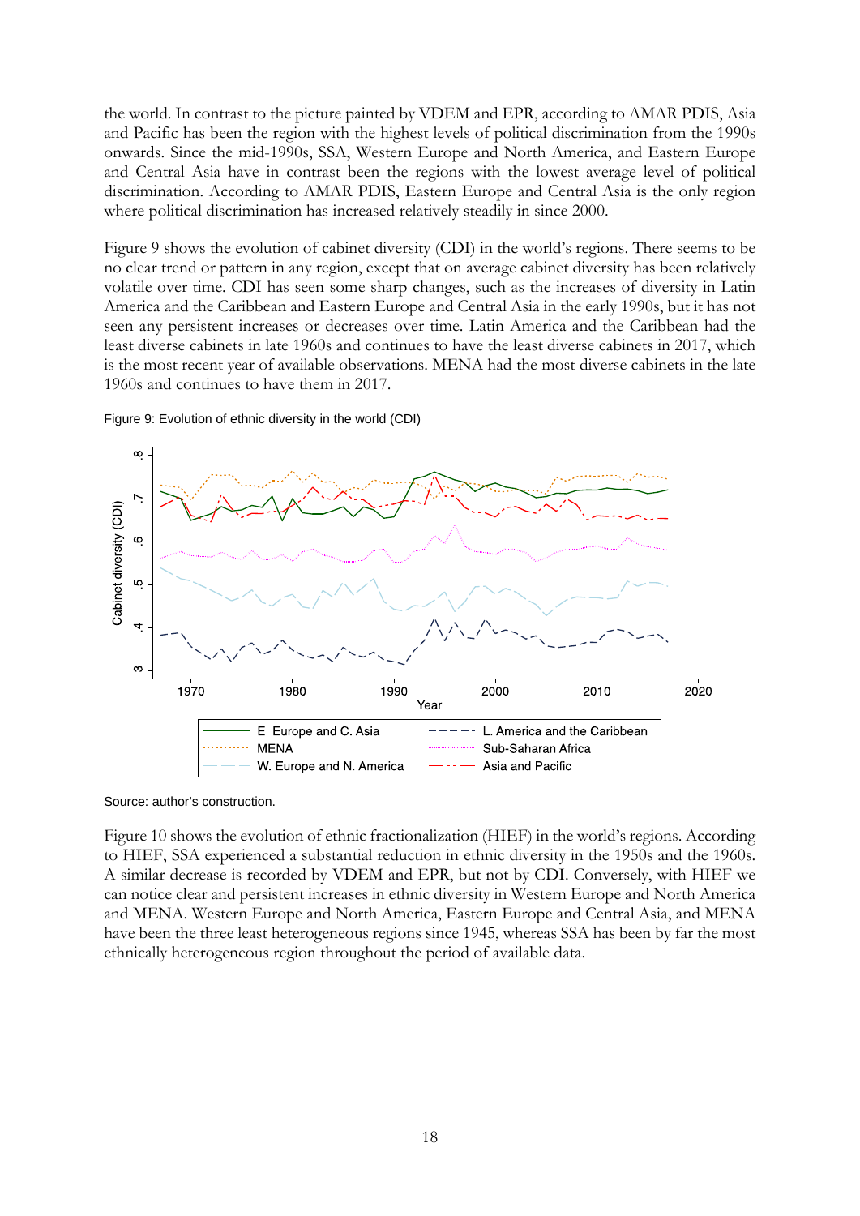the world. In contrast to the picture painted by VDEM and EPR, according to AMAR PDIS, Asia and Pacific has been the region with the highest levels of political discrimination from the 1990s onwards. Since the mid-1990s, SSA, Western Europe and North America, and Eastern Europe and Central Asia have in contrast been the regions with the lowest average level of political discrimination. According to AMAR PDIS, Eastern Europe and Central Asia is the only region where political discrimination has increased relatively steadily in since 2000.

Figure 9 shows the evolution of cabinet diversity (CDI) in the world's regions. There seems to be no clear trend or pattern in any region, except that on average cabinet diversity has been relatively volatile over time. CDI has seen some sharp changes, such as the increases of diversity in Latin America and the Caribbean and Eastern Europe and Central Asia in the early 1990s, but it has not seen any persistent increases or decreases over time. Latin America and the Caribbean had the least diverse cabinets in late 1960s and continues to have the least diverse cabinets in 2017, which is the most recent year of available observations. MENA had the most diverse cabinets in the late 1960s and continues to have them in 2017.

Figure 9: Evolution of ethnic diversity in the world (CDI)

Source: author's construction.

Figure 10 shows the evolution of ethnic fractionalization (HIEF) in the world's regions. According to HIEF, SSA experienced a substantial reduction in ethnic diversity in the 1950s and the 1960s. A similar decrease is recorded by VDEM and EPR, but not by CDI. Conversely, with HIEF we can notice clear and persistent increases in ethnic diversity in Western Europe and North America and MENA. Western Europe and North America, Eastern Europe and Central Asia, and MENA have been the three least heterogeneous regions since 1945, whereas SSA has been by far the most ethnically heterogeneous region throughout the period of available data.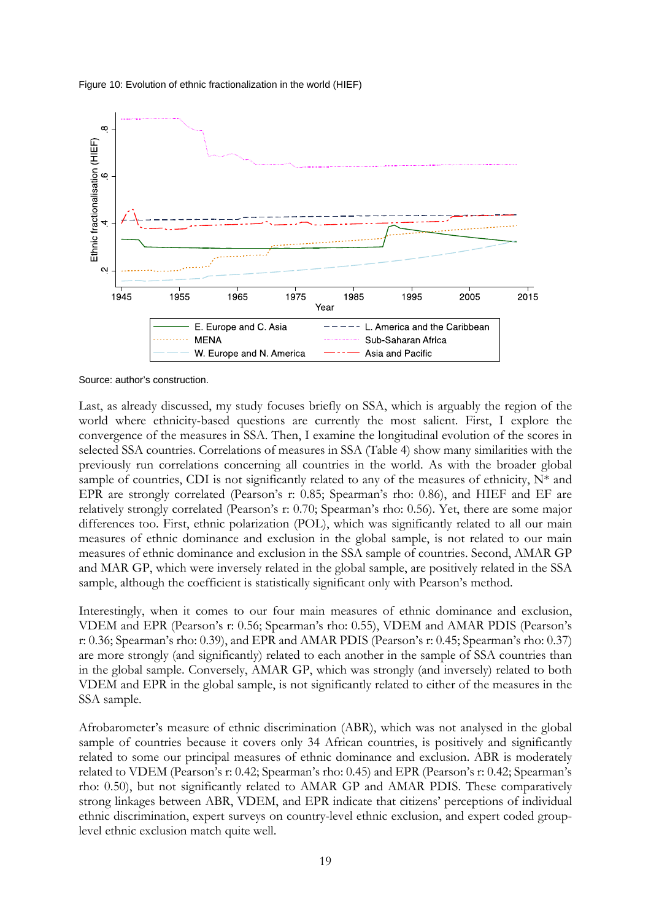Figure 10: Evolution of ethnic fractionalization in the world (HIEF)

Source: author's construction.

Last, as already discussed, my study focuses briefly on SSA, which is arguably the region of the world where ethnicity-based questions are currently the most salient. First, I explore the convergence of the measures in SSA. Then, I examine the longitudinal evolution of the scores in selected SSA countries. Correlations of measures in SSA (Table 4) show many similarities with the previously run correlations concerning all countries in the world. As with the broader global sample of countries, CDI is not significantly related to any of the measures of ethnicity, N* and EPR are strongly correlated (Pearson's r: 0.85; Spearman's rho: 0.86), and HIEF and EF are relatively strongly correlated (Pearson's r: 0.70; Spearman's rho: 0.56). Yet, there are some major differences too. First, ethnic polarization (POL), which was significantly related to all our main measures of ethnic dominance and exclusion in the global sample, is not related to our main measures of ethnic dominance and exclusion in the SSA sample of countries. Second, AMAR GP and MAR GP, which were inversely related in the global sample, are positively related in the SSA sample, although the coefficient is statistically significant only with Pearson's method.

Interestingly, when it comes to our four main measures of ethnic dominance and exclusion, VDEM and EPR (Pearson's r: 0.56; Spearman's rho: 0.55), VDEM and AMAR PDIS (Pearson's r: 0.36; Spearman's rho: 0.39), and EPR and AMAR PDIS (Pearson's r: 0.45; Spearman's rho: 0.37) are more strongly (and significantly) related to each another in the sample of SSA countries than in the global sample. Conversely, AMAR GP, which was strongly (and inversely) related to both VDEM and EPR in the global sample, is not significantly related to either of the measures in the SSA sample.

Afrobarometer's measure of ethnic discrimination (ABR), which was not analysed in the global sample of countries because it covers only 34 African countries, is positively and significantly related to some our principal measures of ethnic dominance and exclusion. ABR is moderately related to VDEM (Pearson's r: 0.42; Spearman's rho: 0.45) and EPR (Pearson's r: 0.42; Spearman's rho: 0.50), but not significantly related to AMAR GP and AMAR PDIS. These comparatively strong linkages between ABR, VDEM, and EPR indicate that citizens' perceptions of individual ethnic discrimination, expert surveys on country-level ethnic exclusion, and expert coded group-level ethnic exclusion match quite well.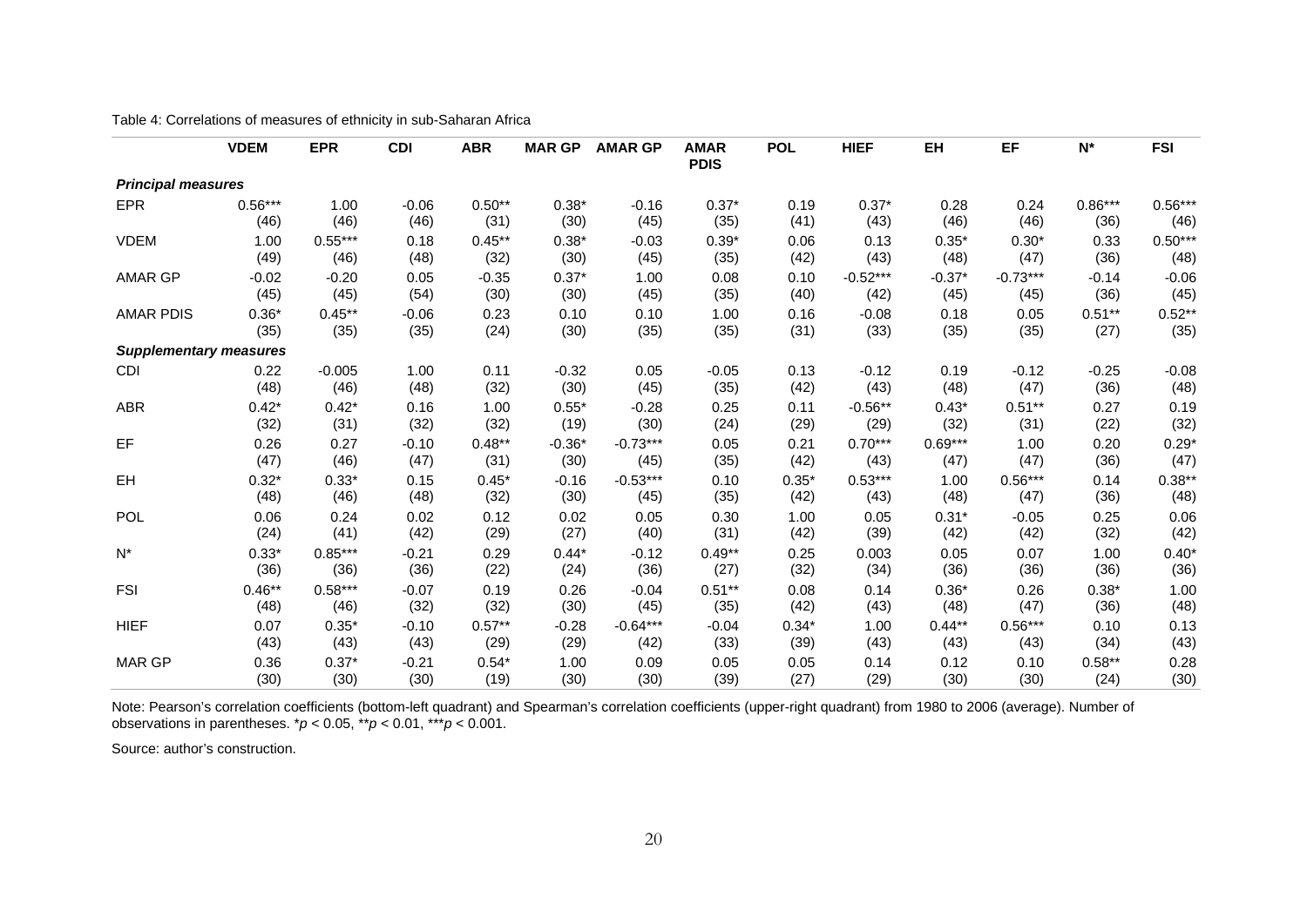Table 4: Correlations of measures of ethnicity in sub-Saharan Africa

| | VDEM | EPR | CDI | ABR | MAR GP | AMAR GP | AMAR PDIS | POL | HIEF | EH | EF | N* | FSI |
|---|---|---|---|---|---|---|---|---|---|---|---|---|---|
| ***Principal measures*** | | | | | | | | | | | | | |
| EPR | 0.56*** | 1.00 | -0.06 | 0.50** | 0.38* | -0.16 | 0.37* | 0.19 | 0.37* | 0.28 | 0.24 | 0.86*** | 0.56*** |
| | (46) | (46) | (46) | (31) | (30) | (45) | (35) | (41) | (43) | (46) | (46) | (36) | (46) |
| VDEM | 1.00 | 0.55*** | 0.18 | 0.45** | 0.38* | -0.03 | 0.39* | 0.06 | 0.13 | 0.35* | 0.30* | 0.33 | 0.50*** |
| | (49) | (46) | (48) | (32) | (30) | (45) | (35) | (42) | (43) | (48) | (47) | (36) | (48) |
| AMAR GP | -0.02 | -0.20 | 0.05 | -0.35 | 0.37* | 1.00 | 0.08 | 0.10 | -0.52*** | -0.37* | -0.73*** | -0.14 | -0.06 |
| | (45) | (45) | (54) | (30) | (30) | (45) | (35) | (40) | (42) | (45) | (45) | (36) | (45) |
| AMAR PDIS | 0.36* | 0.45** | -0.06 | 0.23 | 0.10 | 0.10 | 1.00 | 0.16 | -0.08 | 0.18 | 0.05 | 0.51** | 0.52** |
| | (35) | (35) | (35) | (24) | (30) | (35) | (35) | (31) | (33) | (35) | (35) | (27) | (35) |
| ***Supplementary measures*** | | | | | | | | | | | | | |
| CDI | 0.22 | -0.005 | 1.00 | 0.11 | -0.32 | 0.05 | -0.05 | 0.13 | -0.12 | 0.19 | -0.12 | -0.25 | -0.08 |
| | (48) | (46) | (48) | (32) | (30) | (45) | (35) | (42) | (43) | (48) | (47) | (36) | (48) |
| ABR | 0.42* | 0.42* | 0.16 | 1.00 | 0.55* | -0.28 | 0.25 | 0.11 | -0.56** | 0.43* | 0.51** | 0.27 | 0.19 |
| | (32) | (31) | (32) | (32) | (19) | (30) | (24) | (29) | (29) | (32) | (31) | (22) | (32) |
| EF | 0.26 | 0.27 | -0.10 | 0.48** | -0.36* | -0.73*** | 0.05 | 0.21 | 0.70*** | 0.69*** | 1.00 | 0.20 | 0.29* |
| | (47) | (46) | (47) | (31) | (30) | (45) | (35) | (42) | (43) | (47) | (47) | (36) | (47) |
| EH | 0.32* | 0.33* | 0.15 | 0.45* | -0.16 | -0.53*** | 0.10 | 0.35* | 0.53*** | 1.00 | 0.56*** | 0.14 | 0.38** |
| | (48) | (46) | (48) | (32) | (30) | (45) | (35) | (42) | (43) | (48) | (47) | (36) | (48) |
| POL | 0.06 | 0.24 | 0.02 | 0.12 | 0.02 | 0.05 | 0.30 | 1.00 | 0.05 | 0.31* | -0.05 | 0.25 | 0.06 |
| | (24) | (41) | (42) | (29) | (27) | (40) | (31) | (42) | (39) | (42) | (42) | (32) | (42) |
| N* | 0.33* | 0.85*** | -0.21 | 0.29 | 0.44* | -0.12 | 0.49** | 0.25 | 0.003 | 0.05 | 0.07 | 1.00 | 0.40* |
| | (36) | (36) | (36) | (22) | (24) | (36) | (27) | (32) | (34) | (36) | (36) | (36) | (36) |
| FSI | 0.46** | 0.58*** | -0.07 | 0.19 | 0.26 | -0.04 | 0.51** | 0.08 | 0.14 | 0.36* | 0.26 | 0.38* | 1.00 |
| | (48) | (46) | (32) | (32) | (30) | (45) | (35) | (42) | (43) | (48) | (47) | (36) | (48) |
| HIEF | 0.07 | 0.35* | -0.10 | 0.57** | -0.28 | -0.64*** | -0.04 | 0.34* | 1.00 | 0.44** | 0.56*** | 0.10 | 0.13 |
| | (43) | (43) | (43) | (29) | (29) | (42) | (33) | (39) | (43) | (43) | (43) | (34) | (43) |
| MAR GP | 0.36 | 0.37* | -0.21 | 0.54* | 1.00 | 0.09 | 0.05 | 0.05 | 0.14 | 0.12 | 0.10 | 0.58** | 0.28 |
| | (30) | (30) | (30) | (19) | (30) | (30) | (39) | (27) | (29) | (30) | (30) | (24) | (30) |

Note: Pearson's correlation coefficients (bottom-left quadrant) and Spearman's correlation coefficients (upper-right quadrant) from 1980 to 2006 (average). Number of observations in parentheses. \*$p < 0.05$, \*\*$p < 0.01$, \*\*\*$p < 0.001$.

Source: author's construction.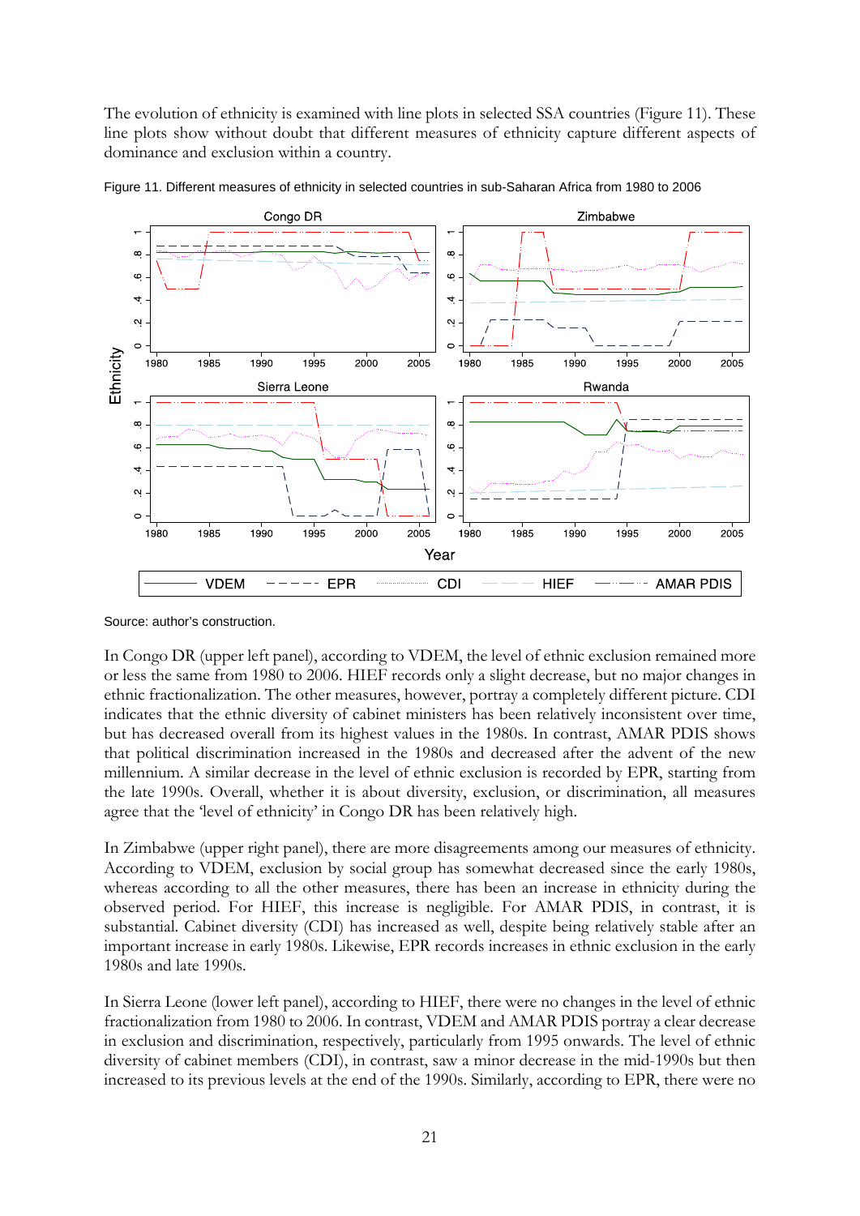The evolution of ethnicity is examined with line plots in selected SSA countries (Figure 11). These line plots show without doubt that different measures of ethnicity capture different aspects of dominance and exclusion within a country.

Figure 11. Different measures of ethnicity in selected countries in sub-Saharan Africa from 1980 to 2006

Source: author's construction.

In Congo DR (upper left panel), according to VDEM, the level of ethnic exclusion remained more or less the same from 1980 to 2006. HIEF records only a slight decrease, but no major changes in ethnic fractionalization. The other measures, however, portray a completely different picture. CDI indicates that the ethnic diversity of cabinet ministers has been relatively inconsistent over time, but has decreased overall from its highest values in the 1980s. In contrast, AMAR PDIS shows that political discrimination increased in the 1980s and decreased after the advent of the new millennium. A similar decrease in the level of ethnic exclusion is recorded by EPR, starting from the late 1990s. Overall, whether it is about diversity, exclusion, or discrimination, all measures agree that the 'level of ethnicity' in Congo DR has been relatively high.

In Zimbabwe (upper right panel), there are more disagreements among our measures of ethnicity. According to VDEM, exclusion by social group has somewhat decreased since the early 1980s, whereas according to all the other measures, there has been an increase in ethnicity during the observed period. For HIEF, this increase is negligible. For AMAR PDIS, in contrast, it is substantial. Cabinet diversity (CDI) has increased as well, despite being relatively stable after an important increase in early 1980s. Likewise, EPR records increases in ethnic exclusion in the early 1980s and late 1990s.

In Sierra Leone (lower left panel), according to HIEF, there were no changes in the level of ethnic fractionalization from 1980 to 2006. In contrast, VDEM and AMAR PDIS portray a clear decrease in exclusion and discrimination, respectively, particularly from 1995 onwards. The level of ethnic diversity of cabinet members (CDI), in contrast, saw a minor decrease in the mid-1990s but then increased to its previous levels at the end of the 1990s. Similarly, according to EPR, there were no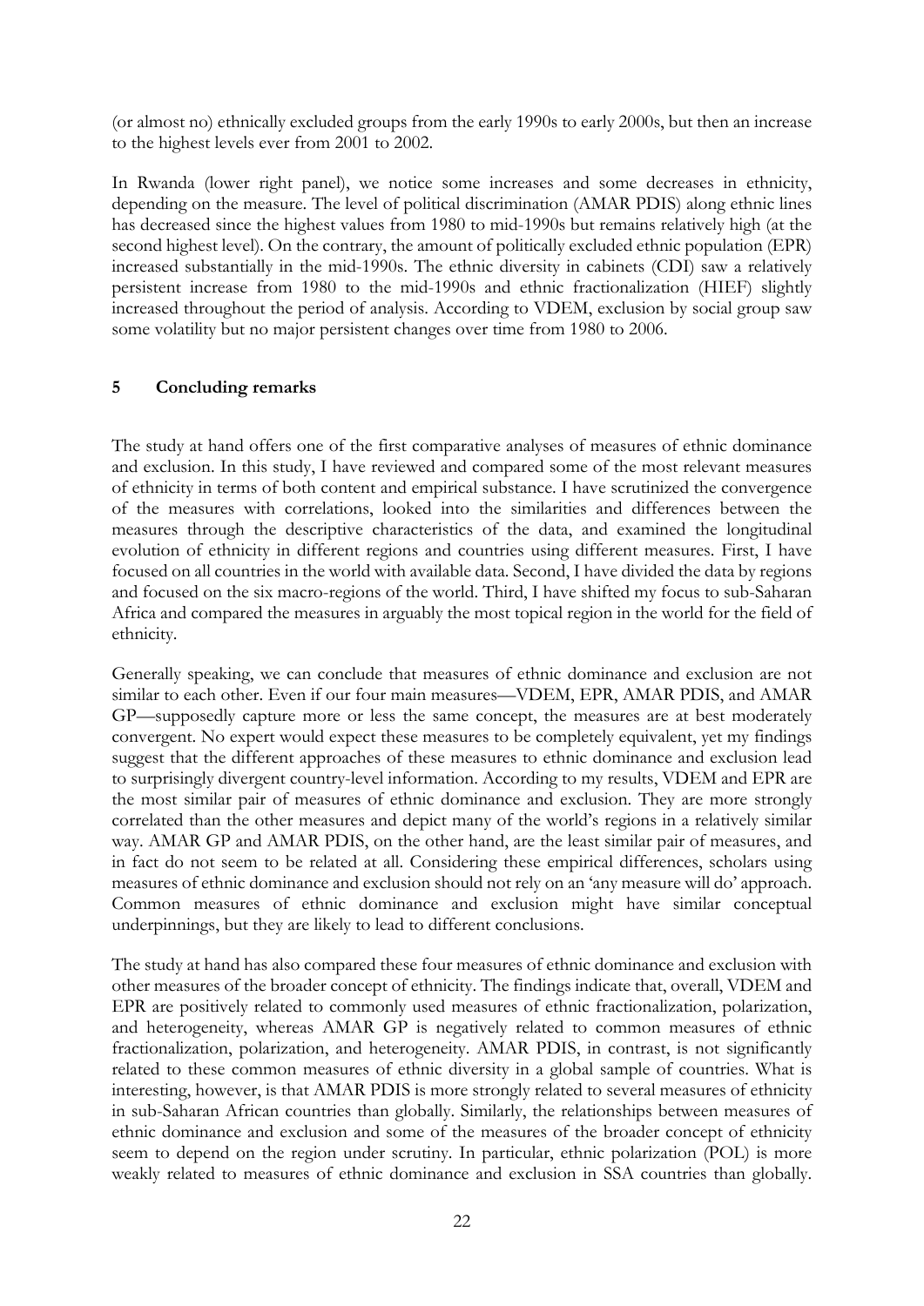(or almost no) ethnically excluded groups from the early 1990s to early 2000s, but then an increase to the highest levels ever from 2001 to 2002.

In Rwanda (lower right panel), we notice some increases and some decreases in ethnicity, depending on the measure. The level of political discrimination (AMAR PDIS) along ethnic lines has decreased since the highest values from 1980 to mid-1990s but remains relatively high (at the second highest level). On the contrary, the amount of politically excluded ethnic population (EPR) increased substantially in the mid-1990s. The ethnic diversity in cabinets (CDI) saw a relatively persistent increase from 1980 to the mid-1990s and ethnic fractionalization (HIEF) slightly increased throughout the period of analysis. According to VDEM, exclusion by social group saw some volatility but no major persistent changes over time from 1980 to 2006.

## 5 Concluding remarks

The study at hand offers one of the first comparative analyses of measures of ethnic dominance and exclusion. In this study, I have reviewed and compared some of the most relevant measures of ethnicity in terms of both content and empirical substance. I have scrutinized the convergence of the measures with correlations, looked into the similarities and differences between the measures through the descriptive characteristics of the data, and examined the longitudinal evolution of ethnicity in different regions and countries using different measures. First, I have focused on all countries in the world with available data. Second, I have divided the data by regions and focused on the six macro-regions of the world. Third, I have shifted my focus to sub-Saharan Africa and compared the measures in arguably the most topical region in the world for the field of ethnicity.

Generally speaking, we can conclude that measures of ethnic dominance and exclusion are not similar to each other. Even if our four main measures—VDEM, EPR, AMAR PDIS, and AMAR GP—supposedly capture more or less the same concept, the measures are at best moderately convergent. No expert would expect these measures to be completely equivalent, yet my findings suggest that the different approaches of these measures to ethnic dominance and exclusion lead to surprisingly divergent country-level information. According to my results, VDEM and EPR are the most similar pair of measures of ethnic dominance and exclusion. They are more strongly correlated than the other measures and depict many of the world's regions in a relatively similar way. AMAR GP and AMAR PDIS, on the other hand, are the least similar pair of measures, and in fact do not seem to be related at all. Considering these empirical differences, scholars using measures of ethnic dominance and exclusion should not rely on an 'any measure will do' approach. Common measures of ethnic dominance and exclusion might have similar conceptual underpinnings, but they are likely to lead to different conclusions.

The study at hand has also compared these four measures of ethnic dominance and exclusion with other measures of the broader concept of ethnicity. The findings indicate that, overall, VDEM and EPR are positively related to commonly used measures of ethnic fractionalization, polarization, and heterogeneity, whereas AMAR GP is negatively related to common measures of ethnic fractionalization, polarization, and heterogeneity. AMAR PDIS, in contrast, is not significantly related to these common measures of ethnic diversity in a global sample of countries. What is interesting, however, is that AMAR PDIS is more strongly related to several measures of ethnicity in sub-Saharan African countries than globally. Similarly, the relationships between measures of ethnic dominance and exclusion and some of the measures of the broader concept of ethnicity seem to depend on the region under scrutiny. In particular, ethnic polarization (POL) is more weakly related to measures of ethnic dominance and exclusion in SSA countries than globally.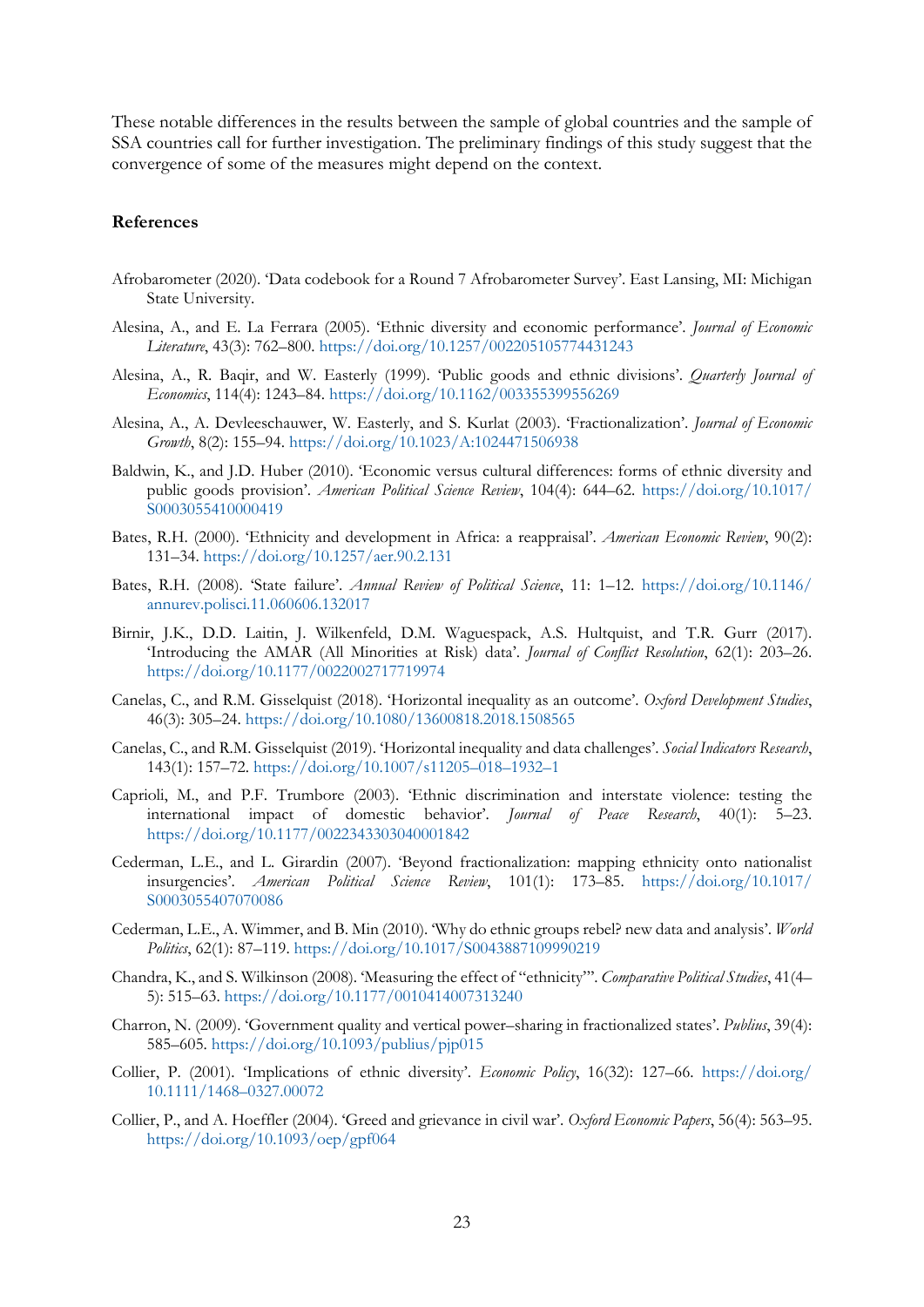These notable differences in the results between the sample of global countries and the sample of SSA countries call for further investigation. The preliminary findings of this study suggest that the convergence of some of the measures might depend on the context.

## References

Afrobarometer (2020). 'Data codebook for a Round 7 Afrobarometer Survey'. East Lansing, MI: Michigan State University.

Alesina, A., and E. La Ferrara (2005). 'Ethnic diversity and economic performance'. *Journal of Economic Literature*, 43(3): 762–800. https://doi.org/10.1257/002205105774431243

Alesina, A., R. Baqir, and W. Easterly (1999). 'Public goods and ethnic divisions'. *Quarterly Journal of Economics*, 114(4): 1243–84. https://doi.org/10.1162/003355399556269

Alesina, A., A. Devleeschauwer, W. Easterly, and S. Kurlat (2003). 'Fractionalization'. *Journal of Economic Growth*, 8(2): 155–94. https://doi.org/10.1023/A:1024471506938

Baldwin, K., and J.D. Huber (2010). 'Economic versus cultural differences: forms of ethnic diversity and public goods provision'. *American Political Science Review*, 104(4): 644–62. https://doi.org/10.1017/S0003055410000419

Bates, R.H. (2000). 'Ethnicity and development in Africa: a reappraisal'. *American Economic Review*, 90(2): 131–34. https://doi.org/10.1257/aer.90.2.131

Bates, R.H. (2008). 'State failure'. *Annual Review of Political Science*, 11: 1–12. https://doi.org/10.1146/annurev.polisci.11.060606.132017

Birnir, J.K., D.D. Laitin, J. Wilkenfeld, D.M. Waguespack, A.S. Hultquist, and T.R. Gurr (2017). 'Introducing the AMAR (All Minorities at Risk) data'. *Journal of Conflict Resolution*, 62(1): 203–26. https://doi.org/10.1177/0022002717719974

Canelas, C., and R.M. Gisselquist (2018). 'Horizontal inequality as an outcome'. *Oxford Development Studies*, 46(3): 305–24. https://doi.org/10.1080/13600818.2018.1508565

Canelas, C., and R.M. Gisselquist (2019). 'Horizontal inequality and data challenges'. *Social Indicators Research*, 143(1): 157–72. https://doi.org/10.1007/s11205–018–1932–1

Caprioli, M., and P.F. Trumbore (2003). 'Ethnic discrimination and interstate violence: testing the international impact of domestic behavior'. *Journal of Peace Research*, 40(1): 5–23. https://doi.org/10.1177/0022343303040001842

Cederman, L.E., and L. Girardin (2007). 'Beyond fractionalization: mapping ethnicity onto nationalist insurgencies'. *American Political Science Review*, 101(1): 173–85. https://doi.org/10.1017/S0003055407070086

Cederman, L.E., A. Wimmer, and B. Min (2010). 'Why do ethnic groups rebel? new data and analysis'. *World Politics*, 62(1): 87–119. https://doi.org/10.1017/S0043887109990219

Chandra, K., and S. Wilkinson (2008). 'Measuring the effect of "ethnicity"'. *Comparative Political Studies*, 41(4–5): 515–63. https://doi.org/10.1177/0010414007313240

Charron, N. (2009). 'Government quality and vertical power–sharing in fractionalized states'. *Publius*, 39(4): 585–605. https://doi.org/10.1093/publius/pjp015

Collier, P. (2001). 'Implications of ethnic diversity'. *Economic Policy*, 16(32): 127–66. https://doi.org/10.1111/1468–0327.00072

Collier, P., and A. Hoeffler (2004). 'Greed and grievance in civil war'. *Oxford Economic Papers*, 56(4): 563–95. https://doi.org/10.1093/oep/gpf064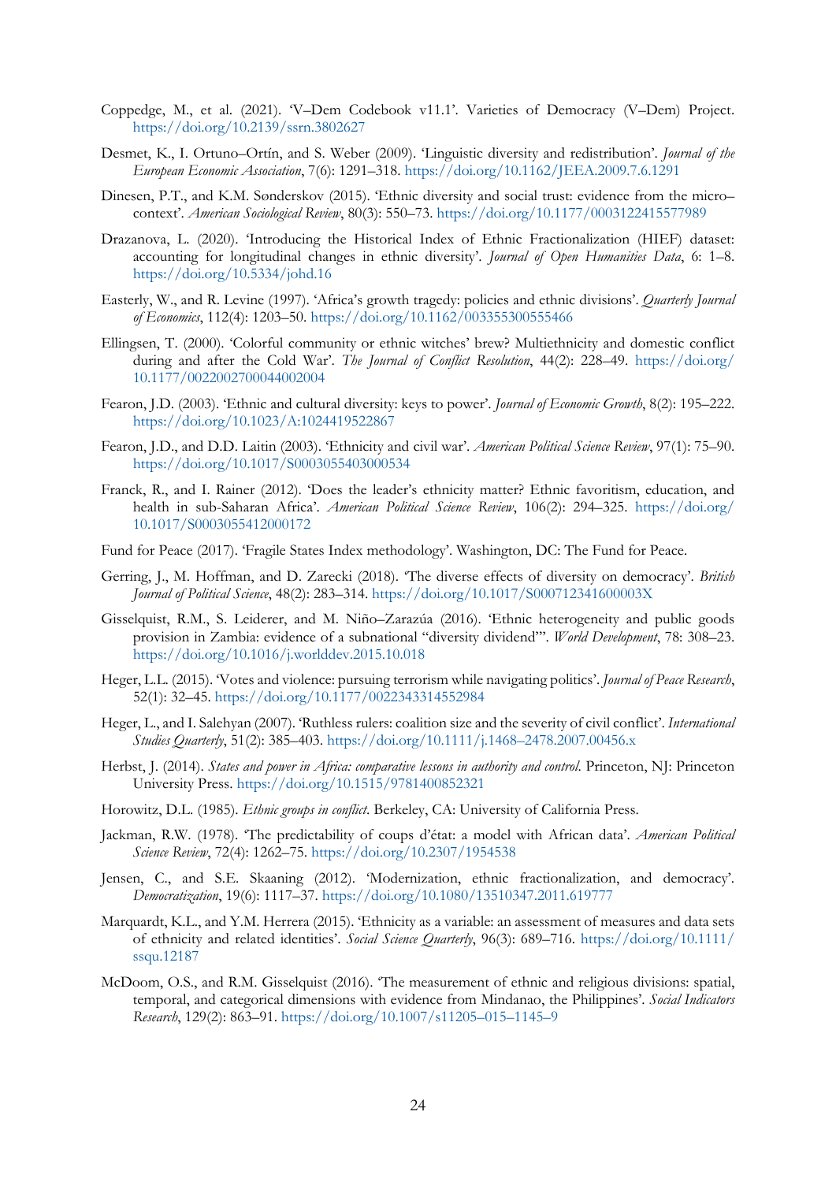Coppedge, M., et al. (2021). 'V–Dem Codebook v11.1'. Varieties of Democracy (V–Dem) Project. https://doi.org/10.2139/ssrn.3802627

Desmet, K., I. Ortuno–Ortín, and S. Weber (2009). 'Linguistic diversity and redistribution'. *Journal of the European Economic Association*, 7(6): 1291–318. https://doi.org/10.1162/JEEA.2009.7.6.1291

Dinesen, P.T., and K.M. Sønderskov (2015). 'Ethnic diversity and social trust: evidence from the micro–context'. *American Sociological Review*, 80(3): 550–73. https://doi.org/10.1177/0003122415577989

Drazanova, L. (2020). 'Introducing the Historical Index of Ethnic Fractionalization (HIEF) dataset: accounting for longitudinal changes in ethnic diversity'. *Journal of Open Humanities Data*, 6: 1–8. https://doi.org/10.5334/johd.16

Easterly, W., and R. Levine (1997). 'Africa's growth tragedy: policies and ethnic divisions'. *Quarterly Journal of Economics*, 112(4): 1203–50. https://doi.org/10.1162/003355300555466

Ellingsen, T. (2000). 'Colorful community or ethnic witches' brew? Multiethnicity and domestic conflict during and after the Cold War'. *The Journal of Conflict Resolution*, 44(2): 228–49. https://doi.org/10.1177/0022002700044002004

Fearon, J.D. (2003). 'Ethnic and cultural diversity: keys to power'. *Journal of Economic Growth*, 8(2): 195–222. https://doi.org/10.1023/A:1024419522867

Fearon, J.D., and D.D. Laitin (2003). 'Ethnicity and civil war'. *American Political Science Review*, 97(1): 75–90. https://doi.org/10.1017/S0003055403000534

Franck, R., and I. Rainer (2012). 'Does the leader's ethnicity matter? Ethnic favoritism, education, and health in sub-Saharan Africa'. *American Political Science Review*, 106(2): 294–325. https://doi.org/10.1017/S0003055412000172

Fund for Peace (2017). 'Fragile States Index methodology'. Washington, DC: The Fund for Peace.

Gerring, J., M. Hoffman, and D. Zarecki (2018). 'The diverse effects of diversity on democracy'. *British Journal of Political Science*, 48(2): 283–314. https://doi.org/10.1017/S000712341600003X

Gisselquist, R.M., S. Leiderer, and M. Niño–Zarazúa (2016). 'Ethnic heterogeneity and public goods provision in Zambia: evidence of a subnational "diversity dividend"'. *World Development*, 78: 308–23. https://doi.org/10.1016/j.worlddev.2015.10.018

Heger, L.L. (2015). 'Votes and violence: pursuing terrorism while navigating politics'. *Journal of Peace Research*, 52(1): 32–45. https://doi.org/10.1177/0022343314552984

Heger, L., and I. Salehyan (2007). 'Ruthless rulers: coalition size and the severity of civil conflict'. *International Studies Quarterly*, 51(2): 385–403. https://doi.org/10.1111/j.1468–2478.2007.00456.x

Herbst, J. (2014). *States and power in Africa: comparative lessons in authority and control*. Princeton, NJ: Princeton University Press. https://doi.org/10.1515/9781400852321

Horowitz, D.L. (1985). *Ethnic groups in conflict*. Berkeley, CA: University of California Press.

Jackman, R.W. (1978). 'The predictability of coups d'état: a model with African data'. *American Political Science Review*, 72(4): 1262–75. https://doi.org/10.2307/1954538

Jensen, C., and S.E. Skaaning (2012). 'Modernization, ethnic fractionalization, and democracy'. *Democratization*, 19(6): 1117–37. https://doi.org/10.1080/13510347.2011.619777

Marquardt, K.L., and Y.M. Herrera (2015). 'Ethnicity as a variable: an assessment of measures and data sets of ethnicity and related identities'. *Social Science Quarterly*, 96(3): 689–716. https://doi.org/10.1111/ssqu.12187

McDoom, O.S., and R.M. Gisselquist (2016). 'The measurement of ethnic and religious divisions: spatial, temporal, and categorical dimensions with evidence from Mindanao, the Philippines'. *Social Indicators Research*, 129(2): 863–91. https://doi.org/10.1007/s11205–015–1145–9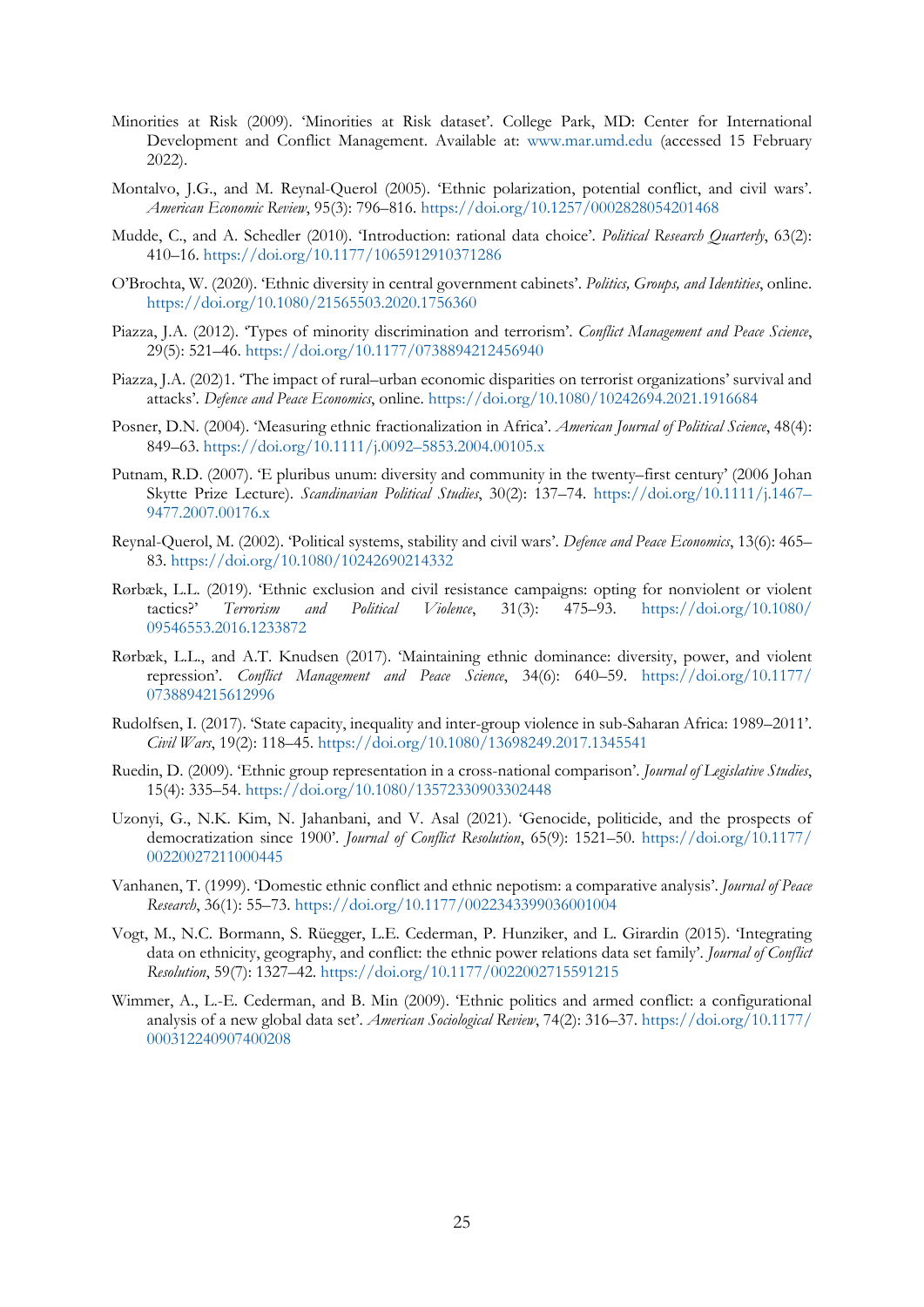Minorities at Risk (2009). 'Minorities at Risk dataset'. College Park, MD: Center for International Development and Conflict Management. Available at: www.mar.umd.edu (accessed 15 February 2022).

Montalvo, J.G., and M. Reynal-Querol (2005). 'Ethnic polarization, potential conflict, and civil wars'. *American Economic Review*, 95(3): 796–816. https://doi.org/10.1257/0002828054201468

Mudde, C., and A. Schedler (2010). 'Introduction: rational data choice'. *Political Research Quarterly*, 63(2): 410–16. https://doi.org/10.1177/1065912910371286

O'Brochta, W. (2020). 'Ethnic diversity in central government cabinets'. *Politics, Groups, and Identities*, online. https://doi.org/10.1080/21565503.2020.1756360

Piazza, J.A. (2012). 'Types of minority discrimination and terrorism'. *Conflict Management and Peace Science*, 29(5): 521–46. https://doi.org/10.1177/0738894212456940

Piazza, J.A. (202)1. 'The impact of rural–urban economic disparities on terrorist organizations' survival and attacks'. *Defence and Peace Economics*, online. https://doi.org/10.1080/10242694.2021.1916684

Posner, D.N. (2004). 'Measuring ethnic fractionalization in Africa'. *American Journal of Political Science*, 48(4): 849–63. https://doi.org/10.1111/j.0092–5853.2004.00105.x

Putnam, R.D. (2007). 'E pluribus unum: diversity and community in the twenty–first century' (2006 Johan Skytte Prize Lecture). *Scandinavian Political Studies*, 30(2): 137–74. https://doi.org/10.1111/j.1467–9477.2007.00176.x

Reynal-Querol, M. (2002). 'Political systems, stability and civil wars'. *Defence and Peace Economics*, 13(6): 465–83. https://doi.org/10.1080/10242690214332

Rørbæk, L.L. (2019). 'Ethnic exclusion and civil resistance campaigns: opting for nonviolent or violent tactics?' *Terrorism and Political Violence*, 31(3): 475–93. https://doi.org/10.1080/09546553.2016.1233872

Rørbæk, L.L., and A.T. Knudsen (2017). 'Maintaining ethnic dominance: diversity, power, and violent repression'. *Conflict Management and Peace Science*, 34(6): 640–59. https://doi.org/10.1177/0738894215612996

Rudolfsen, I. (2017). 'State capacity, inequality and inter-group violence in sub-Saharan Africa: 1989–2011'. *Civil Wars*, 19(2): 118–45. https://doi.org/10.1080/13698249.2017.1345541

Ruedin, D. (2009). 'Ethnic group representation in a cross-national comparison'. *Journal of Legislative Studies*, 15(4): 335–54. https://doi.org/10.1080/13572330903302448

Uzonyi, G., N.K. Kim, N. Jahanbani, and V. Asal (2021). 'Genocide, politicide, and the prospects of democratization since 1900'. *Journal of Conflict Resolution*, 65(9): 1521–50. https://doi.org/10.1177/00220027211000445

Vanhanen, T. (1999). 'Domestic ethnic conflict and ethnic nepotism: a comparative analysis'. *Journal of Peace Research*, 36(1): 55–73. https://doi.org/10.1177/0022343399036001004

Vogt, M., N.C. Bormann, S. Rüegger, L.E. Cederman, P. Hunziker, and L. Girardin (2015). 'Integrating data on ethnicity, geography, and conflict: the ethnic power relations data set family'. *Journal of Conflict Resolution*, 59(7): 1327–42. https://doi.org/10.1177/0022002715591215

Wimmer, A., L.-E. Cederman, and B. Min (2009). 'Ethnic politics and armed conflict: a configurational analysis of a new global data set'. *American Sociological Review*, 74(2): 316–37. https://doi.org/10.1177/000312240907400208